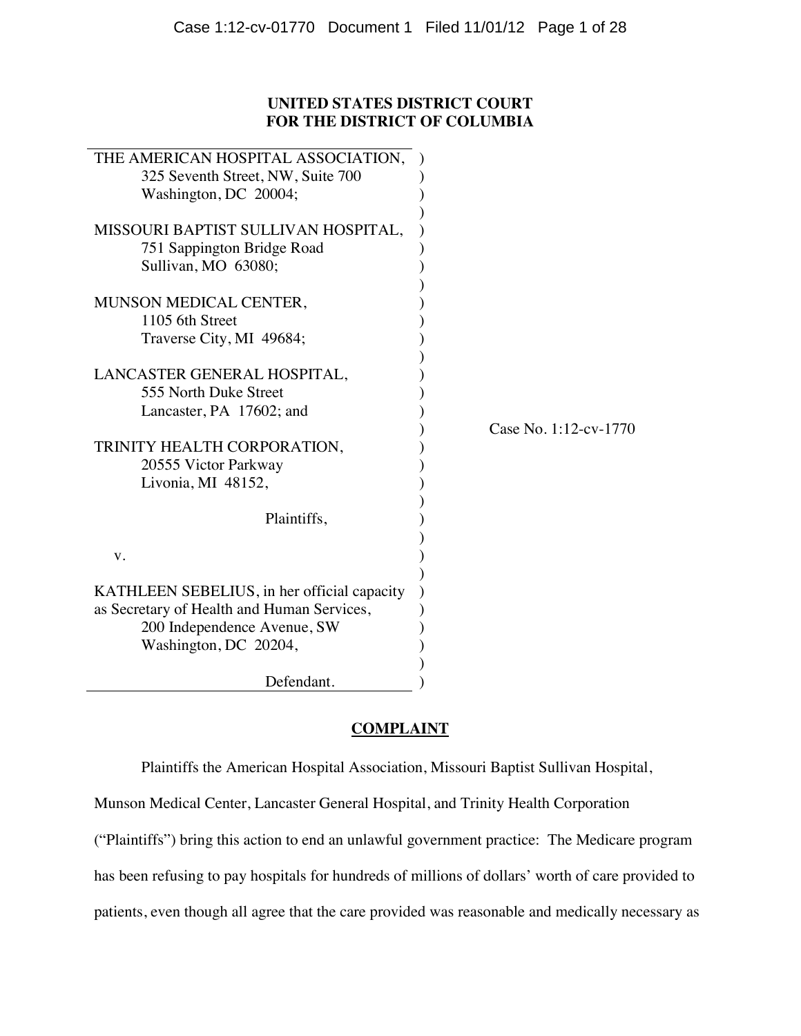**UNITED STATES DISTRICT COURT**
**FOR THE DISTRICT OF COLUMBIA**

THE AMERICAN HOSPITAL ASSOCIATION,
325 Seventh Street, NW, Suite 700
Washington, DC 20004;

MISSOURI BAPTIST SULLIVAN HOSPITAL,
751 Sappington Bridge Road
Sullivan, MO 63080;

MUNSON MEDICAL CENTER,
1105 6th Street
Traverse City, MI 49684;

LANCASTER GENERAL HOSPITAL,
555 North Duke Street
Lancaster, PA 17602; and

TRINITY HEALTH CORPORATION,
20555 Victor Parkway
Livonia, MI 48152,

Plaintiffs,

v.

KATHLEEN SEBELIUS, in her official capacity as Secretary of Health and Human Services,
200 Independence Avenue, SW
Washington, DC 20204,

Defendant.

Case No. 1:12-cv-1770

## COMPLAINT

Plaintiffs the American Hospital Association, Missouri Baptist Sullivan Hospital, Munson Medical Center, Lancaster General Hospital, and Trinity Health Corporation ("Plaintiffs") bring this action to end an unlawful government practice: The Medicare program has been refusing to pay hospitals for hundreds of millions of dollars' worth of care provided to patients, even though all agree that the care provided was reasonable and medically necessary as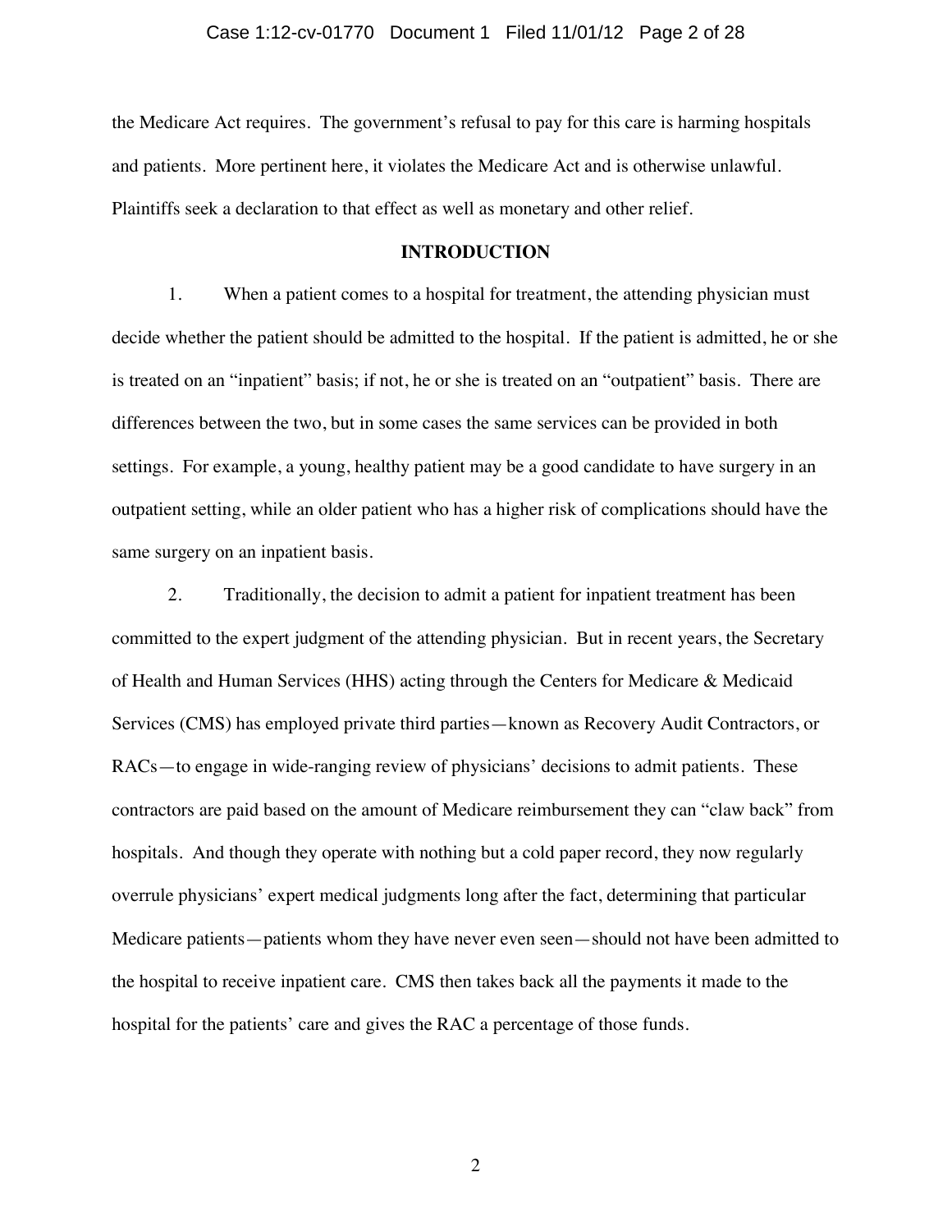the Medicare Act requires. The government's refusal to pay for this care is harming hospitals and patients. More pertinent here, it violates the Medicare Act and is otherwise unlawful. Plaintiffs seek a declaration to that effect as well as monetary and other relief.

## INTRODUCTION

1. When a patient comes to a hospital for treatment, the attending physician must decide whether the patient should be admitted to the hospital. If the patient is admitted, he or she is treated on an "inpatient" basis; if not, he or she is treated on an "outpatient" basis. There are differences between the two, but in some cases the same services can be provided in both settings. For example, a young, healthy patient may be a good candidate to have surgery in an outpatient setting, while an older patient who has a higher risk of complications should have the same surgery on an inpatient basis.

2. Traditionally, the decision to admit a patient for inpatient treatment has been committed to the expert judgment of the attending physician. But in recent years, the Secretary of Health and Human Services (HHS) acting through the Centers for Medicare & Medicaid Services (CMS) has employed private third parties—known as Recovery Audit Contractors, or RACs—to engage in wide-ranging review of physicians' decisions to admit patients. These contractors are paid based on the amount of Medicare reimbursement they can "claw back" from hospitals. And though they operate with nothing but a cold paper record, they now regularly overrule physicians' expert medical judgments long after the fact, determining that particular Medicare patients—patients whom they have never even seen—should not have been admitted to the hospital to receive inpatient care. CMS then takes back all the payments it made to the hospital for the patients' care and gives the RAC a percentage of those funds.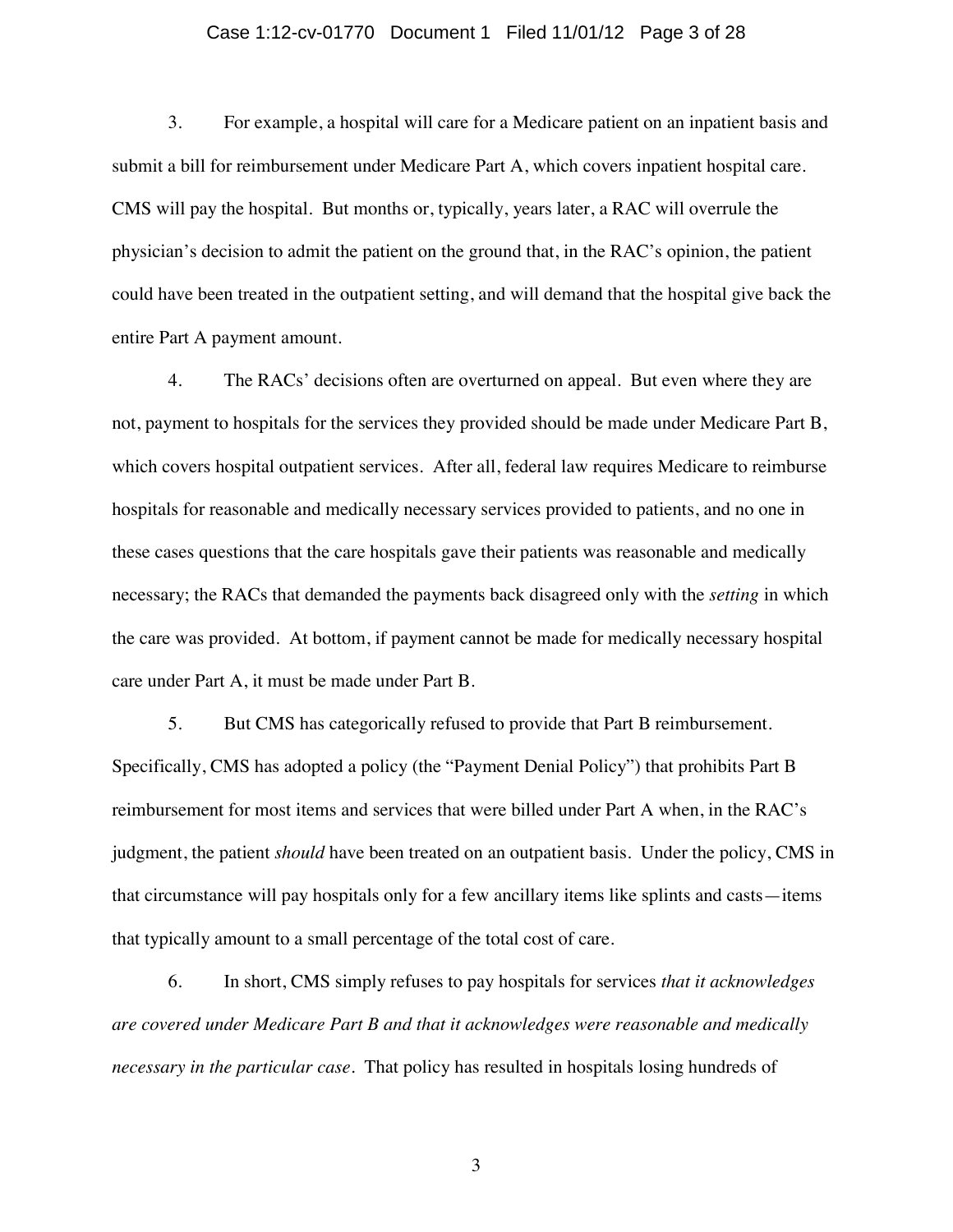3. For example, a hospital will care for a Medicare patient on an inpatient basis and submit a bill for reimbursement under Medicare Part A, which covers inpatient hospital care. CMS will pay the hospital. But months or, typically, years later, a RAC will overrule the physician's decision to admit the patient on the ground that, in the RAC's opinion, the patient could have been treated in the outpatient setting, and will demand that the hospital give back the entire Part A payment amount.

4. The RACs' decisions often are overturned on appeal. But even where they are not, payment to hospitals for the services they provided should be made under Medicare Part B, which covers hospital outpatient services. After all, federal law requires Medicare to reimburse hospitals for reasonable and medically necessary services provided to patients, and no one in these cases questions that the care hospitals gave their patients was reasonable and medically necessary; the RACs that demanded the payments back disagreed only with the *setting* in which the care was provided. At bottom, if payment cannot be made for medically necessary hospital care under Part A, it must be made under Part B.

5. But CMS has categorically refused to provide that Part B reimbursement. Specifically, CMS has adopted a policy (the "Payment Denial Policy") that prohibits Part B reimbursement for most items and services that were billed under Part A when, in the RAC's judgment, the patient *should* have been treated on an outpatient basis. Under the policy, CMS in that circumstance will pay hospitals only for a few ancillary items like splints and casts—items that typically amount to a small percentage of the total cost of care.

6. In short, CMS simply refuses to pay hospitals for services *that it acknowledges are covered under Medicare Part B and that it acknowledges were reasonable and medically necessary in the particular case*. That policy has resulted in hospitals losing hundreds of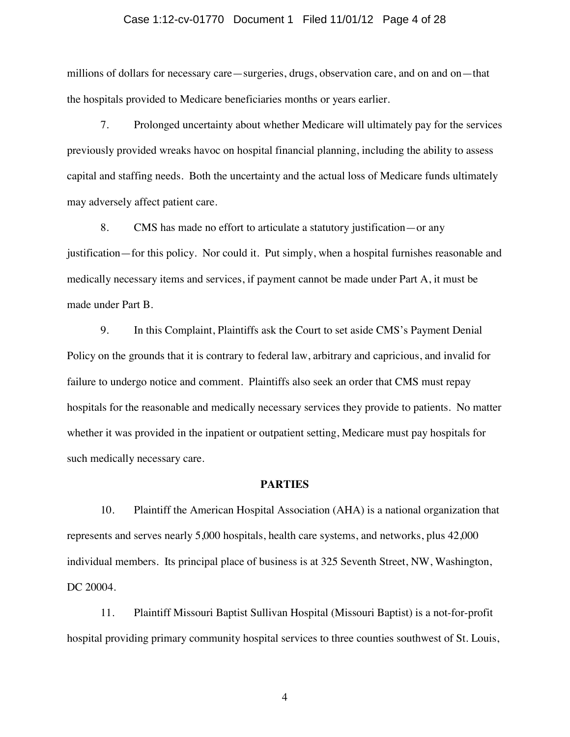millions of dollars for necessary care—surgeries, drugs, observation care, and on and on—that the hospitals provided to Medicare beneficiaries months or years earlier.

7. Prolonged uncertainty about whether Medicare will ultimately pay for the services previously provided wreaks havoc on hospital financial planning, including the ability to assess capital and staffing needs. Both the uncertainty and the actual loss of Medicare funds ultimately may adversely affect patient care.

8. CMS has made no effort to articulate a statutory justification—or any justification—for this policy. Nor could it. Put simply, when a hospital furnishes reasonable and medically necessary items and services, if payment cannot be made under Part A, it must be made under Part B.

9. In this Complaint, Plaintiffs ask the Court to set aside CMS's Payment Denial Policy on the grounds that it is contrary to federal law, arbitrary and capricious, and invalid for failure to undergo notice and comment. Plaintiffs also seek an order that CMS must repay hospitals for the reasonable and medically necessary services they provide to patients. No matter whether it was provided in the inpatient or outpatient setting, Medicare must pay hospitals for such medically necessary care.

## PARTIES

10. Plaintiff the American Hospital Association (AHA) is a national organization that represents and serves nearly 5,000 hospitals, health care systems, and networks, plus 42,000 individual members. Its principal place of business is at 325 Seventh Street, NW, Washington, DC 20004.

11. Plaintiff Missouri Baptist Sullivan Hospital (Missouri Baptist) is a not-for-profit hospital providing primary community hospital services to three counties southwest of St. Louis,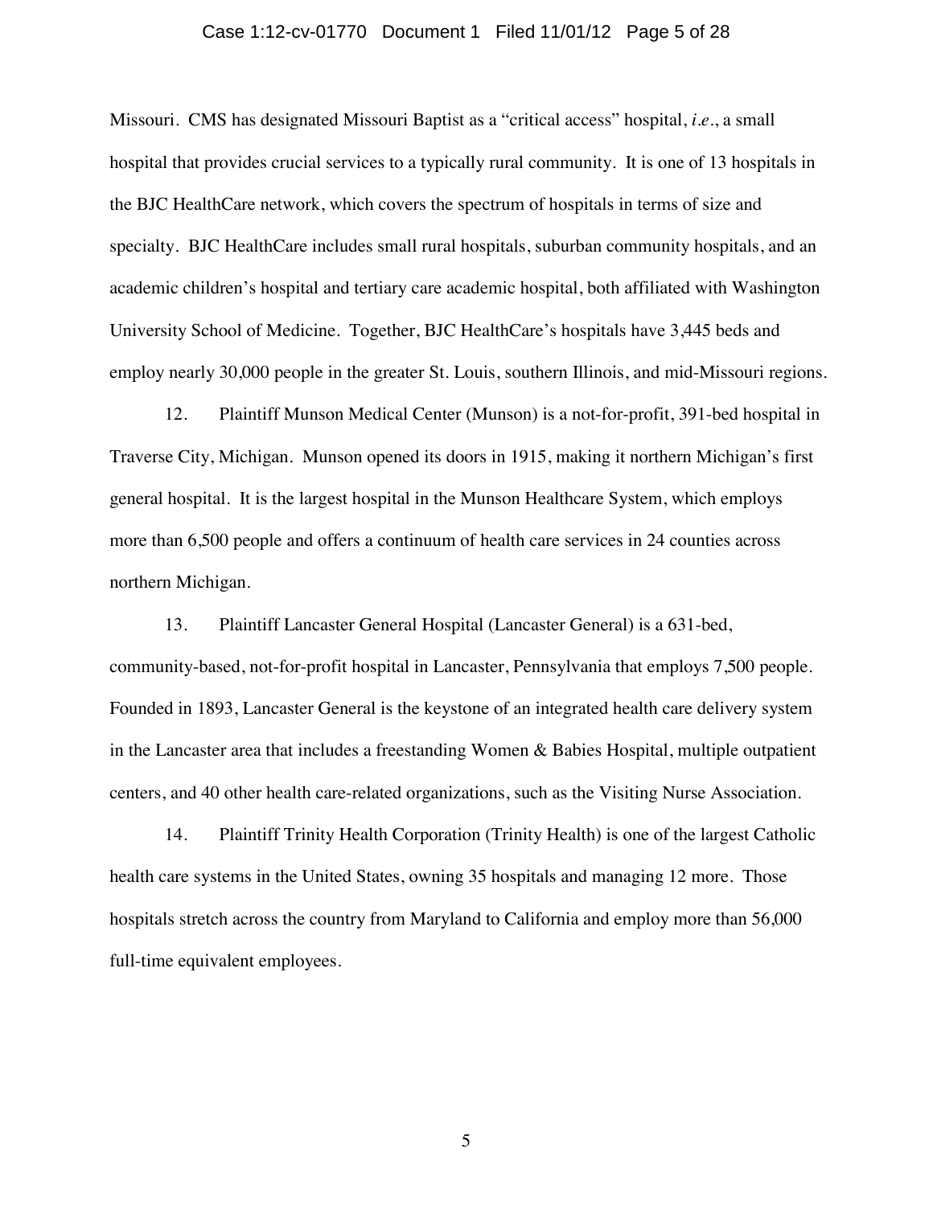Missouri. CMS has designated Missouri Baptist as a "critical access" hospital, *i.e.*, a small hospital that provides crucial services to a typically rural community. It is one of 13 hospitals in the BJC HealthCare network, which covers the spectrum of hospitals in terms of size and specialty. BJC HealthCare includes small rural hospitals, suburban community hospitals, and an academic children's hospital and tertiary care academic hospital, both affiliated with Washington University School of Medicine. Together, BJC HealthCare's hospitals have 3,445 beds and employ nearly 30,000 people in the greater St. Louis, southern Illinois, and mid-Missouri regions.

12. Plaintiff Munson Medical Center (Munson) is a not-for-profit, 391-bed hospital in Traverse City, Michigan. Munson opened its doors in 1915, making it northern Michigan's first general hospital. It is the largest hospital in the Munson Healthcare System, which employs more than 6,500 people and offers a continuum of health care services in 24 counties across northern Michigan.

13. Plaintiff Lancaster General Hospital (Lancaster General) is a 631-bed, community-based, not-for-profit hospital in Lancaster, Pennsylvania that employs 7,500 people. Founded in 1893, Lancaster General is the keystone of an integrated health care delivery system in the Lancaster area that includes a freestanding Women & Babies Hospital, multiple outpatient centers, and 40 other health care-related organizations, such as the Visiting Nurse Association.

14. Plaintiff Trinity Health Corporation (Trinity Health) is one of the largest Catholic health care systems in the United States, owning 35 hospitals and managing 12 more. Those hospitals stretch across the country from Maryland to California and employ more than 56,000 full-time equivalent employees.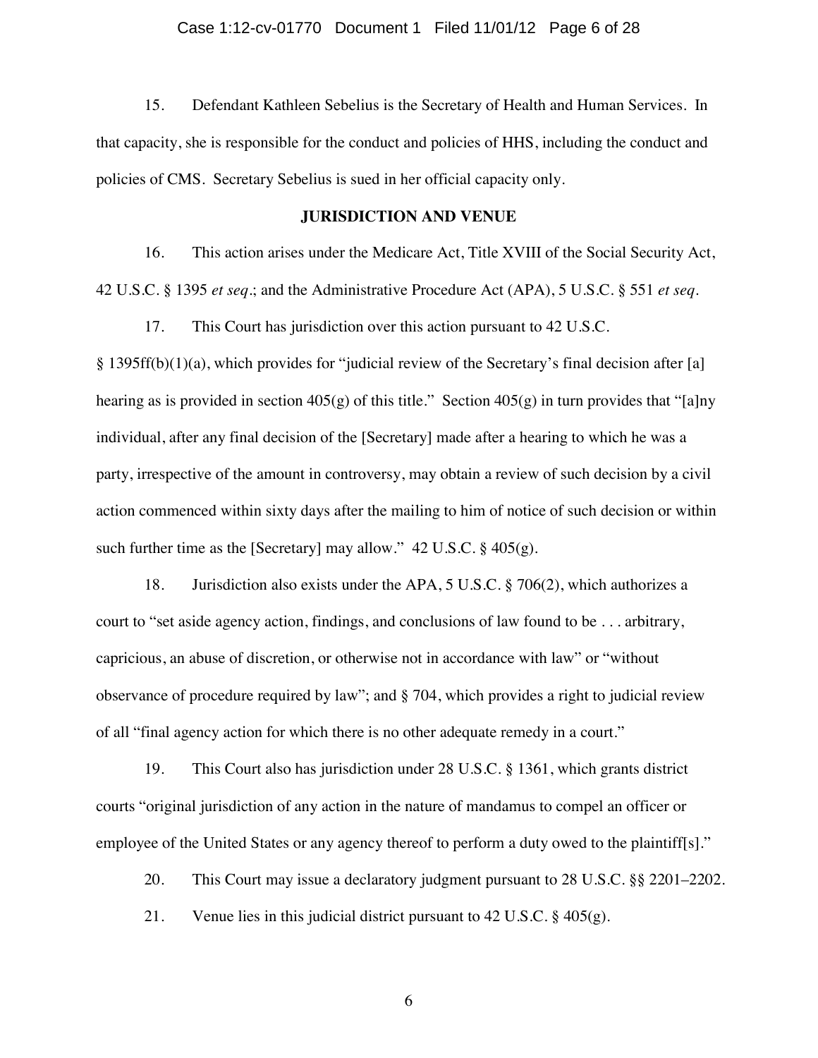15. Defendant Kathleen Sebelius is the Secretary of Health and Human Services. In that capacity, she is responsible for the conduct and policies of HHS, including the conduct and policies of CMS. Secretary Sebelius is sued in her official capacity only.

## JURISDICTION AND VENUE

16. This action arises under the Medicare Act, Title XVIII of the Social Security Act, 42 U.S.C. § 1395 *et seq*.; and the Administrative Procedure Act (APA), 5 U.S.C. § 551 *et seq*.

17. This Court has jurisdiction over this action pursuant to 42 U.S.C. § 1395ff(b)(1)(a), which provides for "judicial review of the Secretary's final decision after [a] hearing as is provided in section 405(g) of this title." Section 405(g) in turn provides that "[a]ny individual, after any final decision of the [Secretary] made after a hearing to which he was a party, irrespective of the amount in controversy, may obtain a review of such decision by a civil action commenced within sixty days after the mailing to him of notice of such decision or within such further time as the [Secretary] may allow." 42 U.S.C. § 405(g).

18. Jurisdiction also exists under the APA, 5 U.S.C. § 706(2), which authorizes a court to "set aside agency action, findings, and conclusions of law found to be . . . arbitrary, capricious, an abuse of discretion, or otherwise not in accordance with law" or "without observance of procedure required by law"; and § 704, which provides a right to judicial review of all "final agency action for which there is no other adequate remedy in a court."

19. This Court also has jurisdiction under 28 U.S.C. § 1361, which grants district courts "original jurisdiction of any action in the nature of mandamus to compel an officer or employee of the United States or any agency thereof to perform a duty owed to the plaintiff[s]."

20. This Court may issue a declaratory judgment pursuant to 28 U.S.C. §§ 2201–2202.

21. Venue lies in this judicial district pursuant to 42 U.S.C. § 405(g).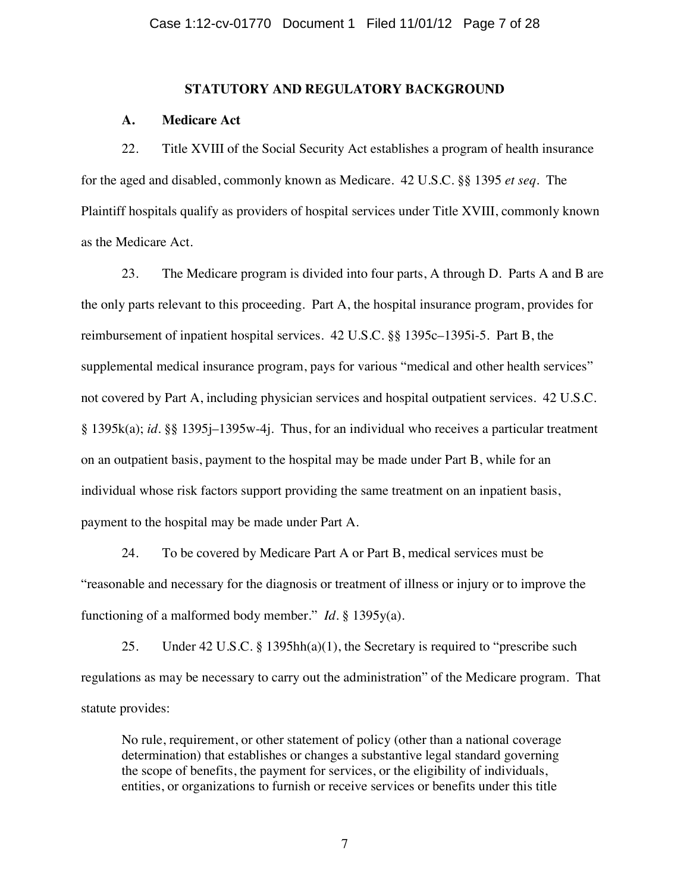## STATUTORY AND REGULATORY BACKGROUND

### A. Medicare Act

22. Title XVIII of the Social Security Act establishes a program of health insurance for the aged and disabled, commonly known as Medicare. 42 U.S.C. §§ 1395 *et seq*. The Plaintiff hospitals qualify as providers of hospital services under Title XVIII, commonly known as the Medicare Act.

23. The Medicare program is divided into four parts, A through D. Parts A and B are the only parts relevant to this proceeding. Part A, the hospital insurance program, provides for reimbursement of inpatient hospital services. 42 U.S.C. §§ 1395c–1395i-5. Part B, the supplemental medical insurance program, pays for various "medical and other health services" not covered by Part A, including physician services and hospital outpatient services. 42 U.S.C. § 1395k(a); *id*. §§ 1395j–1395w-4j. Thus, for an individual who receives a particular treatment on an outpatient basis, payment to the hospital may be made under Part B, while for an individual whose risk factors support providing the same treatment on an inpatient basis, payment to the hospital may be made under Part A.

24. To be covered by Medicare Part A or Part B, medical services must be "reasonable and necessary for the diagnosis or treatment of illness or injury or to improve the functioning of a malformed body member." *Id*. § 1395y(a).

25. Under 42 U.S.C. § 1395hh(a)(1), the Secretary is required to "prescribe such regulations as may be necessary to carry out the administration" of the Medicare program. That statute provides:

> No rule, requirement, or other statement of policy (other than a national coverage determination) that establishes or changes a substantive legal standard governing the scope of benefits, the payment for services, or the eligibility of individuals, entities, or organizations to furnish or receive services or benefits under this title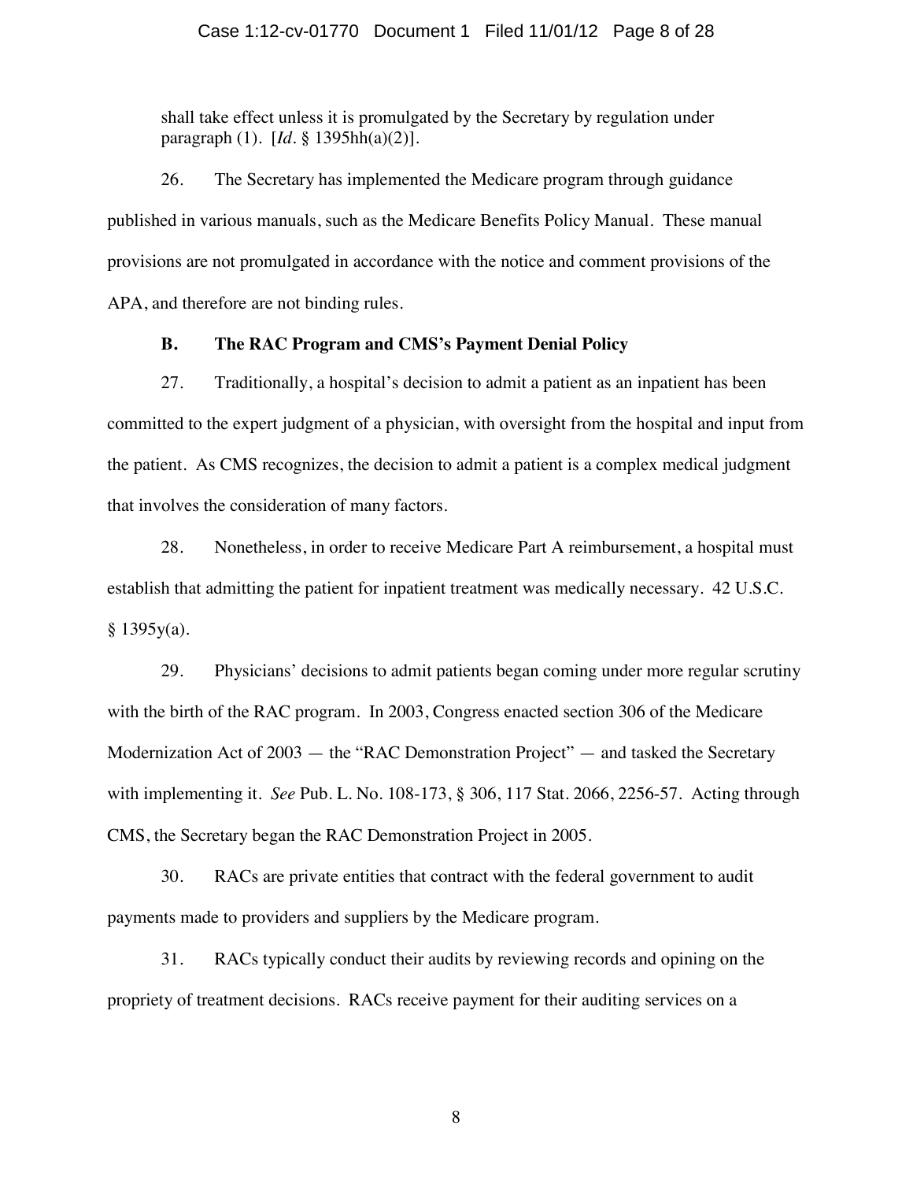shall take effect unless it is promulgated by the Secretary by regulation under paragraph (1). [*Id*. § 1395hh(a)(2)].

26. The Secretary has implemented the Medicare program through guidance published in various manuals, such as the Medicare Benefits Policy Manual. These manual provisions are not promulgated in accordance with the notice and comment provisions of the APA, and therefore are not binding rules.

### B. The RAC Program and CMS's Payment Denial Policy

27. Traditionally, a hospital's decision to admit a patient as an inpatient has been committed to the expert judgment of a physician, with oversight from the hospital and input from the patient. As CMS recognizes, the decision to admit a patient is a complex medical judgment that involves the consideration of many factors.

28. Nonetheless, in order to receive Medicare Part A reimbursement, a hospital must establish that admitting the patient for inpatient treatment was medically necessary. 42 U.S.C. § 1395y(a).

29. Physicians' decisions to admit patients began coming under more regular scrutiny with the birth of the RAC program. In 2003, Congress enacted section 306 of the Medicare Modernization Act of 2003 — the "RAC Demonstration Project" — and tasked the Secretary with implementing it. *See* Pub. L. No. 108-173, § 306, 117 Stat. 2066, 2256-57. Acting through CMS, the Secretary began the RAC Demonstration Project in 2005.

30. RACs are private entities that contract with the federal government to audit payments made to providers and suppliers by the Medicare program.

31. RACs typically conduct their audits by reviewing records and opining on the propriety of treatment decisions. RACs receive payment for their auditing services on a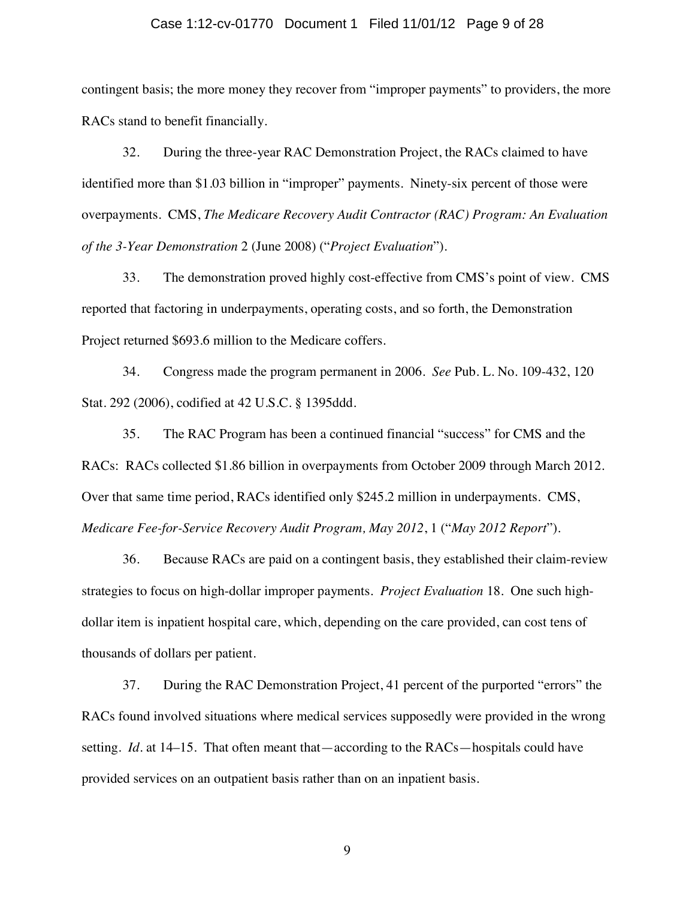contingent basis; the more money they recover from "improper payments" to providers, the more RACs stand to benefit financially.

32. During the three-year RAC Demonstration Project, the RACs claimed to have identified more than $1.03 billion in "improper" payments. Ninety-six percent of those were overpayments. CMS, *The Medicare Recovery Audit Contractor (RAC) Program: An Evaluation of the 3-Year Demonstration* 2 (June 2008) ("*Project Evaluation*").

33. The demonstration proved highly cost-effective from CMS's point of view. CMS reported that factoring in underpayments, operating costs, and so forth, the Demonstration Project returned $693.6 million to the Medicare coffers.

34. Congress made the program permanent in 2006. *See* Pub. L. No. 109-432, 120 Stat. 292 (2006), codified at 42 U.S.C. § 1395ddd.

35. The RAC Program has been a continued financial "success" for CMS and the RACs: RACs collected $1.86 billion in overpayments from October 2009 through March 2012. Over that same time period, RACs identified only $245.2 million in underpayments. CMS, *Medicare Fee-for-Service Recovery Audit Program, May 2012*, 1 ("*May 2012 Report*").

36. Because RACs are paid on a contingent basis, they established their claim-review strategies to focus on high-dollar improper payments. *Project Evaluation* 18. One such high-dollar item is inpatient hospital care, which, depending on the care provided, can cost tens of thousands of dollars per patient.

37. During the RAC Demonstration Project, 41 percent of the purported "errors" the RACs found involved situations where medical services supposedly were provided in the wrong setting. *Id.* at 14–15. That often meant that—according to the RACs—hospitals could have provided services on an outpatient basis rather than on an inpatient basis.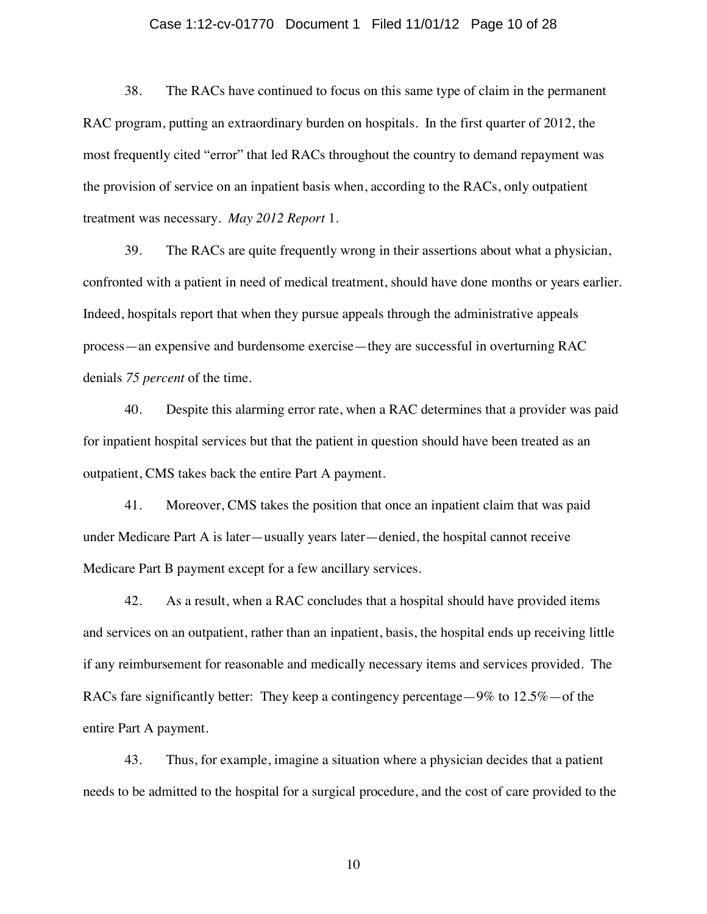38. The RACs have continued to focus on this same type of claim in the permanent RAC program, putting an extraordinary burden on hospitals. In the first quarter of 2012, the most frequently cited "error" that led RACs throughout the country to demand repayment was the provision of service on an inpatient basis when, according to the RACs, only outpatient treatment was necessary. *May 2012 Report* 1.

39. The RACs are quite frequently wrong in their assertions about what a physician, confronted with a patient in need of medical treatment, should have done months or years earlier. Indeed, hospitals report that when they pursue appeals through the administrative appeals process—an expensive and burdensome exercise—they are successful in overturning RAC denials *75 percent* of the time.

40. Despite this alarming error rate, when a RAC determines that a provider was paid for inpatient hospital services but that the patient in question should have been treated as an outpatient, CMS takes back the entire Part A payment.

41. Moreover, CMS takes the position that once an inpatient claim that was paid under Medicare Part A is later—usually years later—denied, the hospital cannot receive Medicare Part B payment except for a few ancillary services.

42. As a result, when a RAC concludes that a hospital should have provided items and services on an outpatient, rather than an inpatient, basis, the hospital ends up receiving little if any reimbursement for reasonable and medically necessary items and services provided. The RACs fare significantly better: They keep a contingency percentage—9% to 12.5%—of the entire Part A payment.

43. Thus, for example, imagine a situation where a physician decides that a patient needs to be admitted to the hospital for a surgical procedure, and the cost of care provided to the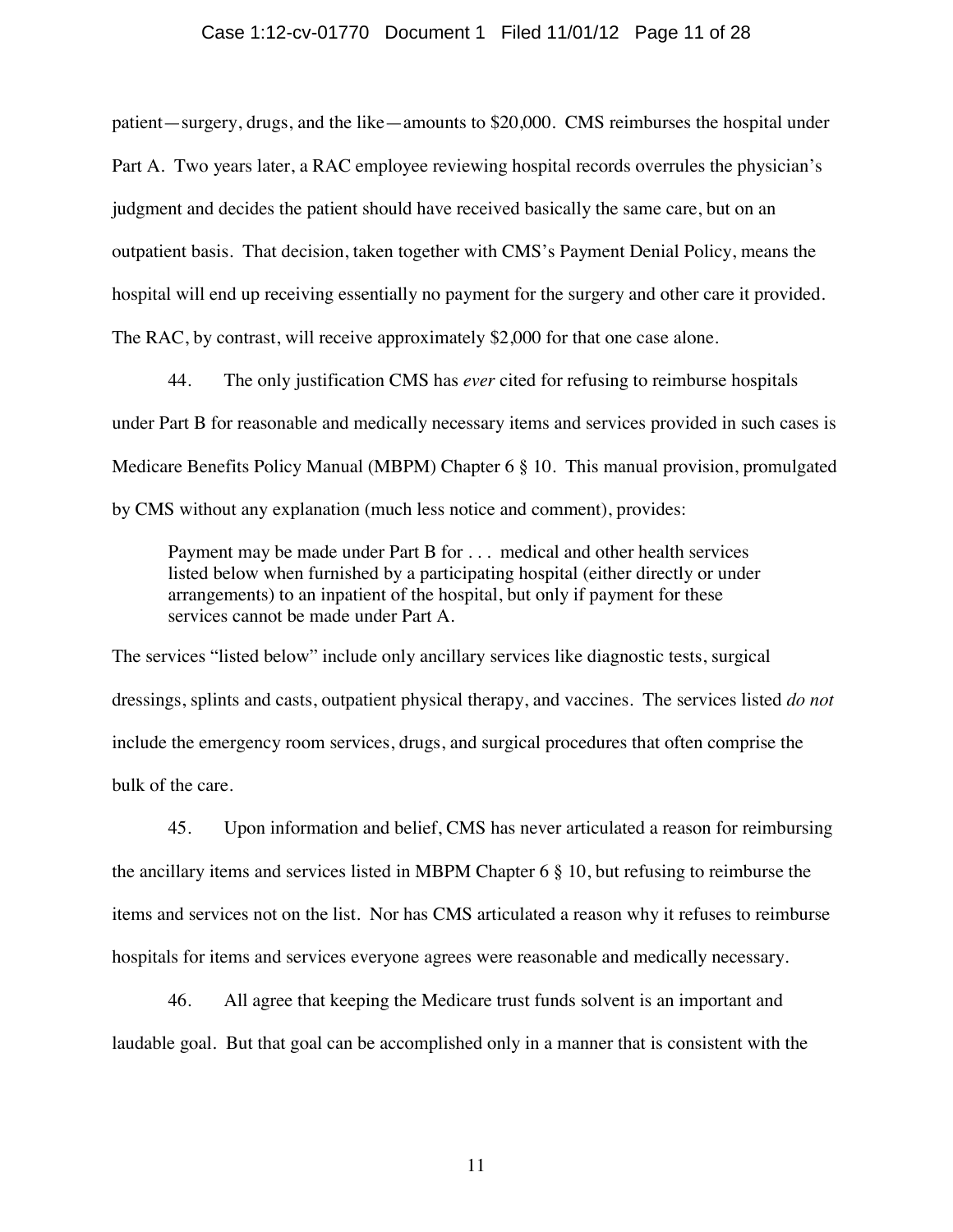patient—surgery, drugs, and the like—amounts to $20,000. CMS reimburses the hospital under Part A. Two years later, a RAC employee reviewing hospital records overrules the physician's judgment and decides the patient should have received basically the same care, but on an outpatient basis. That decision, taken together with CMS's Payment Denial Policy, means the hospital will end up receiving essentially no payment for the surgery and other care it provided. The RAC, by contrast, will receive approximately $2,000 for that one case alone.

44. The only justification CMS has *ever* cited for refusing to reimburse hospitals under Part B for reasonable and medically necessary items and services provided in such cases is Medicare Benefits Policy Manual (MBPM) Chapter 6 § 10. This manual provision, promulgated by CMS without any explanation (much less notice and comment), provides:

> Payment may be made under Part B for . . . medical and other health services listed below when furnished by a participating hospital (either directly or under arrangements) to an inpatient of the hospital, but only if payment for these services cannot be made under Part A.

The services "listed below" include only ancillary services like diagnostic tests, surgical dressings, splints and casts, outpatient physical therapy, and vaccines. The services listed *do not* include the emergency room services, drugs, and surgical procedures that often comprise the bulk of the care.

45. Upon information and belief, CMS has never articulated a reason for reimbursing the ancillary items and services listed in MBPM Chapter 6 § 10, but refusing to reimburse the items and services not on the list. Nor has CMS articulated a reason why it refuses to reimburse hospitals for items and services everyone agrees were reasonable and medically necessary.

46. All agree that keeping the Medicare trust funds solvent is an important and laudable goal. But that goal can be accomplished only in a manner that is consistent with the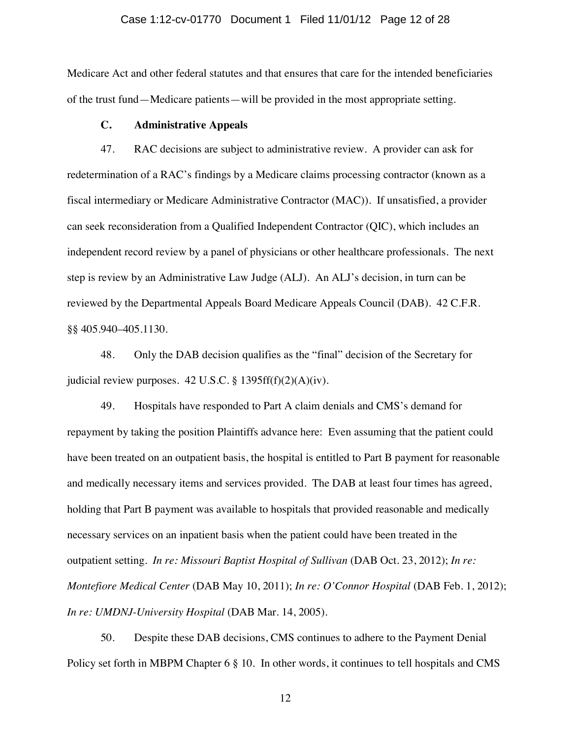Medicare Act and other federal statutes and that ensures that care for the intended beneficiaries of the trust fund—Medicare patients—will be provided in the most appropriate setting.

### C. Administrative Appeals

47. RAC decisions are subject to administrative review. A provider can ask for redetermination of a RAC's findings by a Medicare claims processing contractor (known as a fiscal intermediary or Medicare Administrative Contractor (MAC)). If unsatisfied, a provider can seek reconsideration from a Qualified Independent Contractor (QIC), which includes an independent record review by a panel of physicians or other healthcare professionals. The next step is review by an Administrative Law Judge (ALJ). An ALJ's decision, in turn can be reviewed by the Departmental Appeals Board Medicare Appeals Council (DAB). 42 C.F.R. §§ 405.940–405.1130.

48. Only the DAB decision qualifies as the "final" decision of the Secretary for judicial review purposes. 42 U.S.C. § 1395ff(f)(2)(A)(iv).

49. Hospitals have responded to Part A claim denials and CMS's demand for repayment by taking the position Plaintiffs advance here: Even assuming that the patient could have been treated on an outpatient basis, the hospital is entitled to Part B payment for reasonable and medically necessary items and services provided. The DAB at least four times has agreed, holding that Part B payment was available to hospitals that provided reasonable and medically necessary services on an inpatient basis when the patient could have been treated in the outpatient setting. *In re: Missouri Baptist Hospital of Sullivan* (DAB Oct. 23, 2012); *In re: Montefiore Medical Center* (DAB May 10, 2011); *In re: O'Connor Hospital* (DAB Feb. 1, 2012); *In re: UMDNJ-University Hospital* (DAB Mar. 14, 2005).

50. Despite these DAB decisions, CMS continues to adhere to the Payment Denial Policy set forth in MBPM Chapter 6 § 10. In other words, it continues to tell hospitals and CMS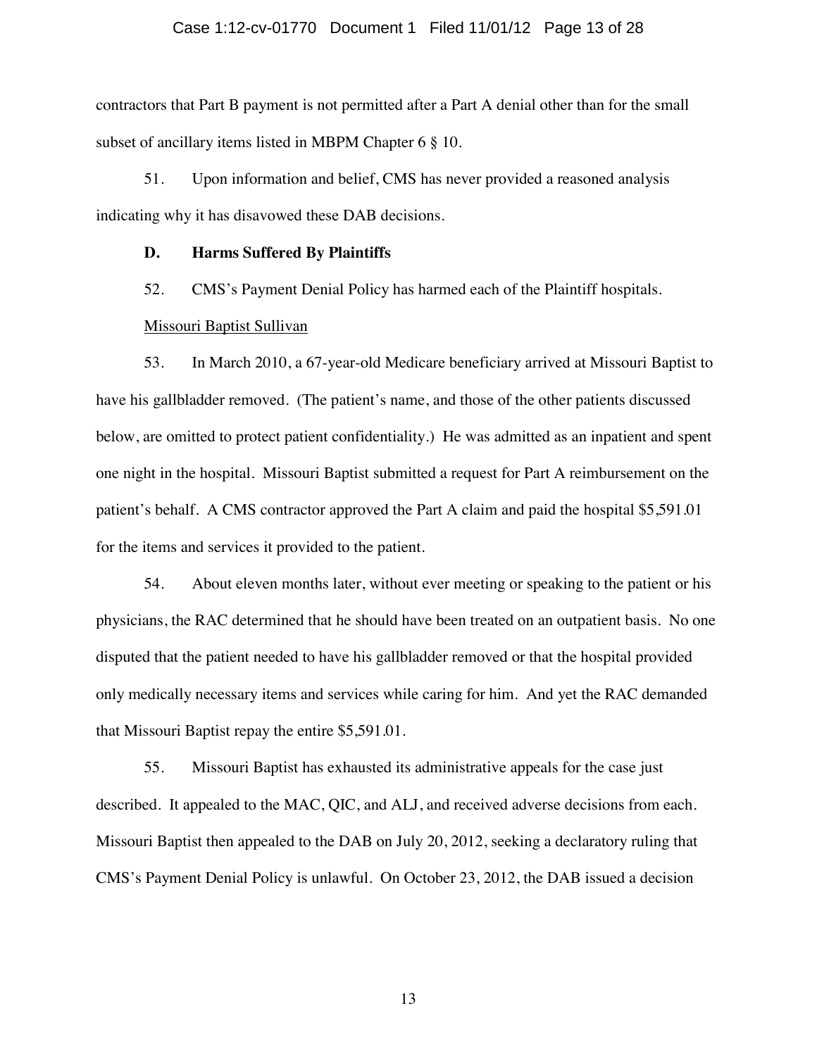contractors that Part B payment is not permitted after a Part A denial other than for the small subset of ancillary items listed in MBPM Chapter 6 § 10.

51. Upon information and belief, CMS has never provided a reasoned analysis indicating why it has disavowed these DAB decisions.

### D. Harms Suffered By Plaintiffs

52. CMS's Payment Denial Policy has harmed each of the Plaintiff hospitals.

Missouri Baptist Sullivan

53. In March 2010, a 67-year-old Medicare beneficiary arrived at Missouri Baptist to have his gallbladder removed. (The patient's name, and those of the other patients discussed below, are omitted to protect patient confidentiality.) He was admitted as an inpatient and spent one night in the hospital. Missouri Baptist submitted a request for Part A reimbursement on the patient's behalf. A CMS contractor approved the Part A claim and paid the hospital $5,591.01 for the items and services it provided to the patient.

54. About eleven months later, without ever meeting or speaking to the patient or his physicians, the RAC determined that he should have been treated on an outpatient basis. No one disputed that the patient needed to have his gallbladder removed or that the hospital provided only medically necessary items and services while caring for him. And yet the RAC demanded that Missouri Baptist repay the entire $5,591.01.

55. Missouri Baptist has exhausted its administrative appeals for the case just described. It appealed to the MAC, QIC, and ALJ, and received adverse decisions from each. Missouri Baptist then appealed to the DAB on July 20, 2012, seeking a declaratory ruling that CMS's Payment Denial Policy is unlawful. On October 23, 2012, the DAB issued a decision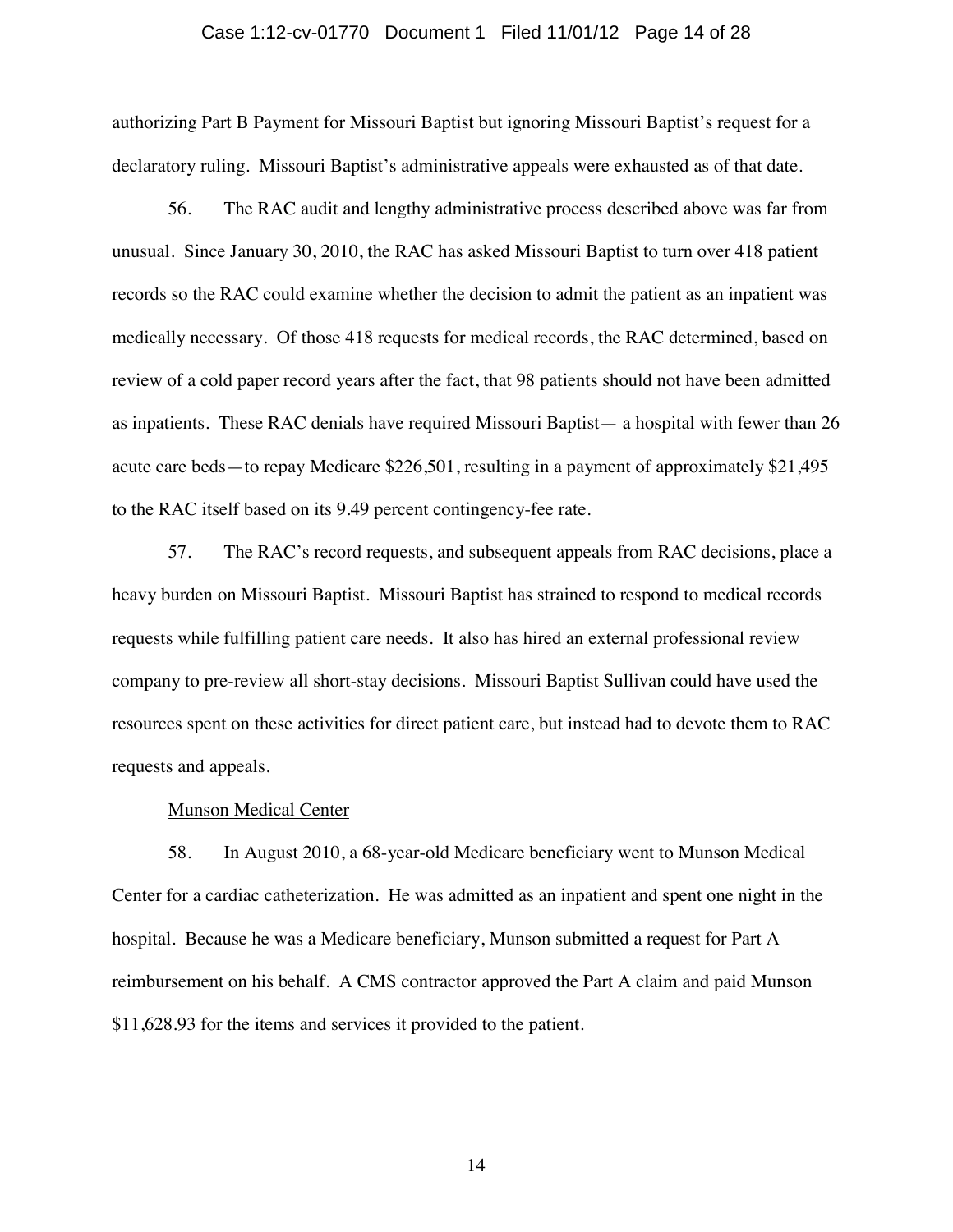authorizing Part B Payment for Missouri Baptist but ignoring Missouri Baptist's request for a declaratory ruling. Missouri Baptist's administrative appeals were exhausted as of that date.

56. The RAC audit and lengthy administrative process described above was far from unusual. Since January 30, 2010, the RAC has asked Missouri Baptist to turn over 418 patient records so the RAC could examine whether the decision to admit the patient as an inpatient was medically necessary. Of those 418 requests for medical records, the RAC determined, based on review of a cold paper record years after the fact, that 98 patients should not have been admitted as inpatients. These RAC denials have required Missouri Baptist— a hospital with fewer than 26 acute care beds—to repay Medicare $226,501, resulting in a payment of approximately $21,495 to the RAC itself based on its 9.49 percent contingency-fee rate.

57. The RAC's record requests, and subsequent appeals from RAC decisions, place a heavy burden on Missouri Baptist. Missouri Baptist has strained to respond to medical records requests while fulfilling patient care needs. It also has hired an external professional review company to pre-review all short-stay decisions. Missouri Baptist Sullivan could have used the resources spent on these activities for direct patient care, but instead had to devote them to RAC requests and appeals.

<u>Munson Medical Center</u>

58. In August 2010, a 68-year-old Medicare beneficiary went to Munson Medical Center for a cardiac catheterization. He was admitted as an inpatient and spent one night in the hospital. Because he was a Medicare beneficiary, Munson submitted a request for Part A reimbursement on his behalf. A CMS contractor approved the Part A claim and paid Munson $11,628.93 for the items and services it provided to the patient.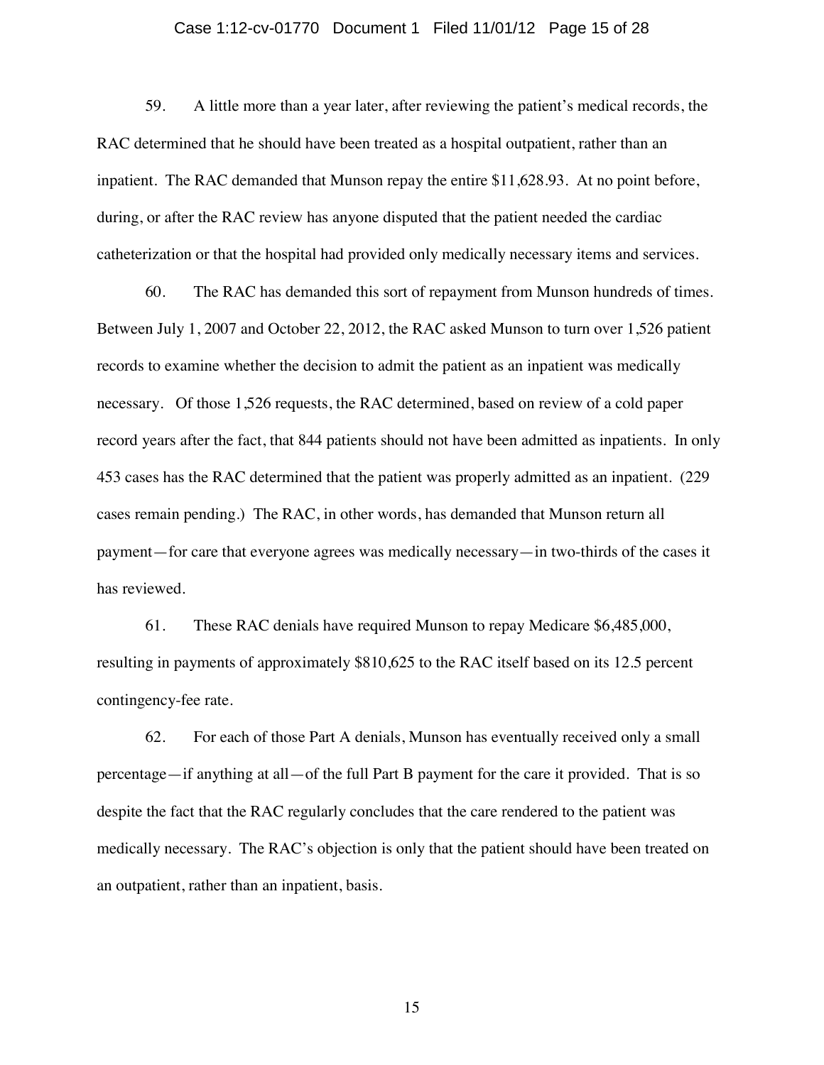59. A little more than a year later, after reviewing the patient's medical records, the RAC determined that he should have been treated as a hospital outpatient, rather than an inpatient. The RAC demanded that Munson repay the entire $11,628.93. At no point before, during, or after the RAC review has anyone disputed that the patient needed the cardiac catheterization or that the hospital had provided only medically necessary items and services.

60. The RAC has demanded this sort of repayment from Munson hundreds of times. Between July 1, 2007 and October 22, 2012, the RAC asked Munson to turn over 1,526 patient records to examine whether the decision to admit the patient as an inpatient was medically necessary. Of those 1,526 requests, the RAC determined, based on review of a cold paper record years after the fact, that 844 patients should not have been admitted as inpatients. In only 453 cases has the RAC determined that the patient was properly admitted as an inpatient. (229 cases remain pending.) The RAC, in other words, has demanded that Munson return all payment—for care that everyone agrees was medically necessary—in two-thirds of the cases it has reviewed.

61. These RAC denials have required Munson to repay Medicare $6,485,000, resulting in payments of approximately $810,625 to the RAC itself based on its 12.5 percent contingency-fee rate.

62. For each of those Part A denials, Munson has eventually received only a small percentage—if anything at all—of the full Part B payment for the care it provided. That is so despite the fact that the RAC regularly concludes that the care rendered to the patient was medically necessary. The RAC's objection is only that the patient should have been treated on an outpatient, rather than an inpatient, basis.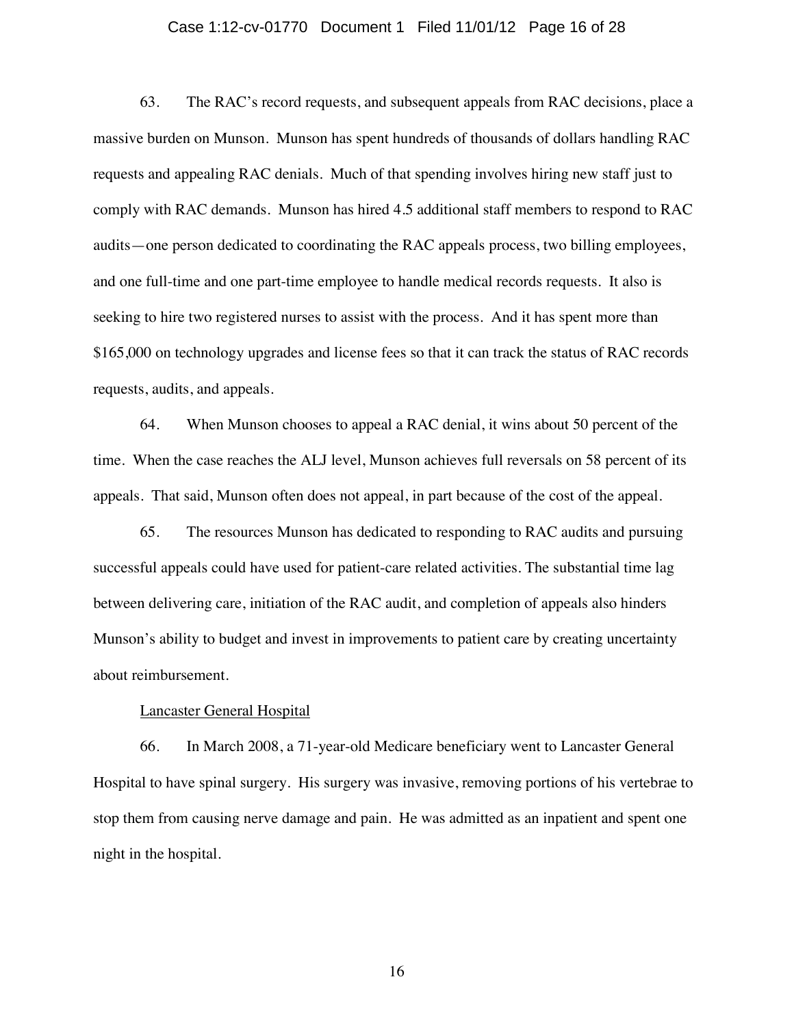63. The RAC's record requests, and subsequent appeals from RAC decisions, place a massive burden on Munson. Munson has spent hundreds of thousands of dollars handling RAC requests and appealing RAC denials. Much of that spending involves hiring new staff just to comply with RAC demands. Munson has hired 4.5 additional staff members to respond to RAC audits—one person dedicated to coordinating the RAC appeals process, two billing employees, and one full-time and one part-time employee to handle medical records requests. It also is seeking to hire two registered nurses to assist with the process. And it has spent more than $165,000 on technology upgrades and license fees so that it can track the status of RAC records requests, audits, and appeals.

64. When Munson chooses to appeal a RAC denial, it wins about 50 percent of the time. When the case reaches the ALJ level, Munson achieves full reversals on 58 percent of its appeals. That said, Munson often does not appeal, in part because of the cost of the appeal.

65. The resources Munson has dedicated to responding to RAC audits and pursuing successful appeals could have used for patient-care related activities. The substantial time lag between delivering care, initiation of the RAC audit, and completion of appeals also hinders Munson's ability to budget and invest in improvements to patient care by creating uncertainty about reimbursement.

<u>Lancaster General Hospital</u>

66. In March 2008, a 71-year-old Medicare beneficiary went to Lancaster General Hospital to have spinal surgery. His surgery was invasive, removing portions of his vertebrae to stop them from causing nerve damage and pain. He was admitted as an inpatient and spent one night in the hospital.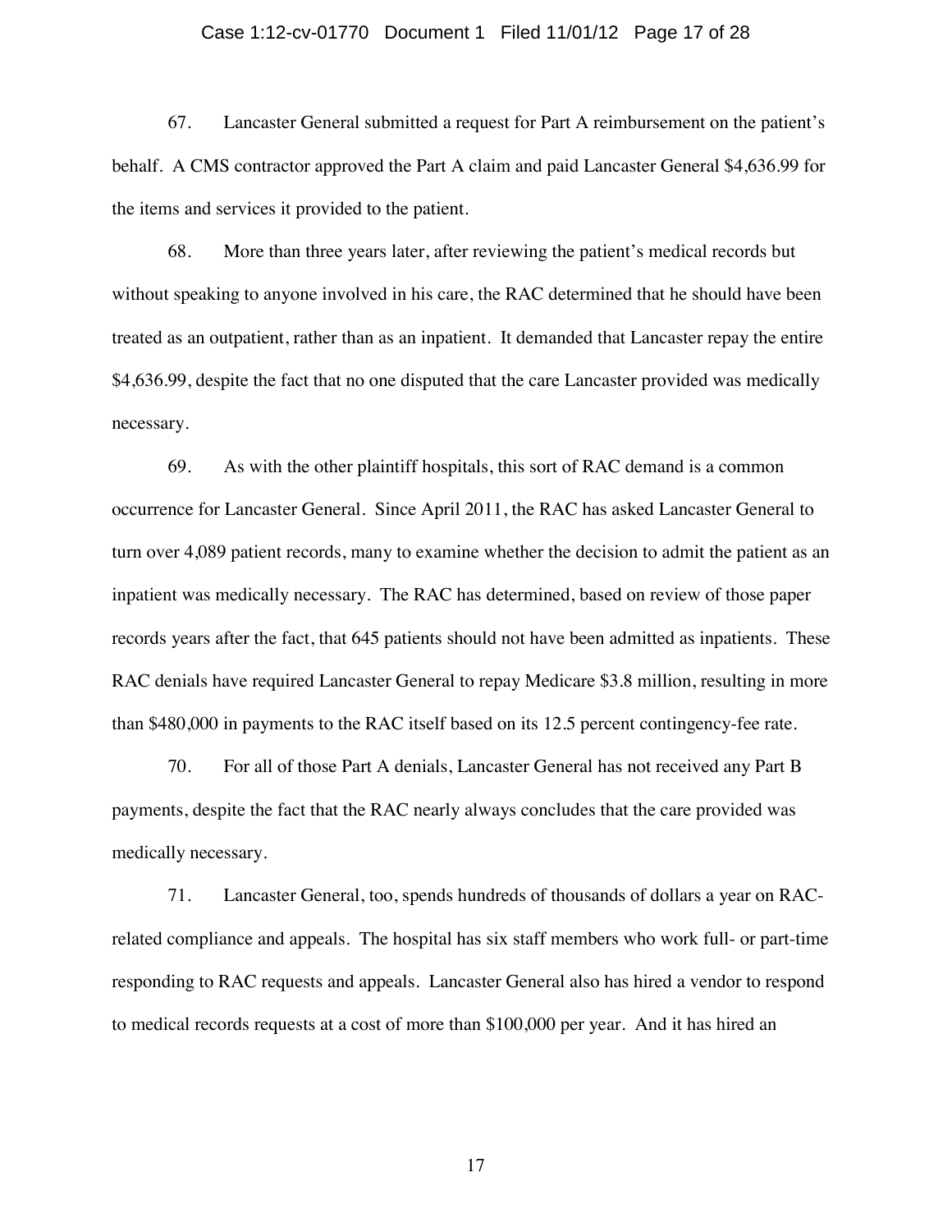67. Lancaster General submitted a request for Part A reimbursement on the patient's behalf. A CMS contractor approved the Part A claim and paid Lancaster General $4,636.99 for the items and services it provided to the patient.

68. More than three years later, after reviewing the patient's medical records but without speaking to anyone involved in his care, the RAC determined that he should have been treated as an outpatient, rather than as an inpatient. It demanded that Lancaster repay the entire $4,636.99, despite the fact that no one disputed that the care Lancaster provided was medically necessary.

69. As with the other plaintiff hospitals, this sort of RAC demand is a common occurrence for Lancaster General. Since April 2011, the RAC has asked Lancaster General to turn over 4,089 patient records, many to examine whether the decision to admit the patient as an inpatient was medically necessary. The RAC has determined, based on review of those paper records years after the fact, that 645 patients should not have been admitted as inpatients. These RAC denials have required Lancaster General to repay Medicare $3.8 million, resulting in more than $480,000 in payments to the RAC itself based on its 12.5 percent contingency-fee rate.

70. For all of those Part A denials, Lancaster General has not received any Part B payments, despite the fact that the RAC nearly always concludes that the care provided was medically necessary.

71. Lancaster General, too, spends hundreds of thousands of dollars a year on RAC-related compliance and appeals. The hospital has six staff members who work full- or part-time responding to RAC requests and appeals. Lancaster General also has hired a vendor to respond to medical records requests at a cost of more than $100,000 per year. And it has hired an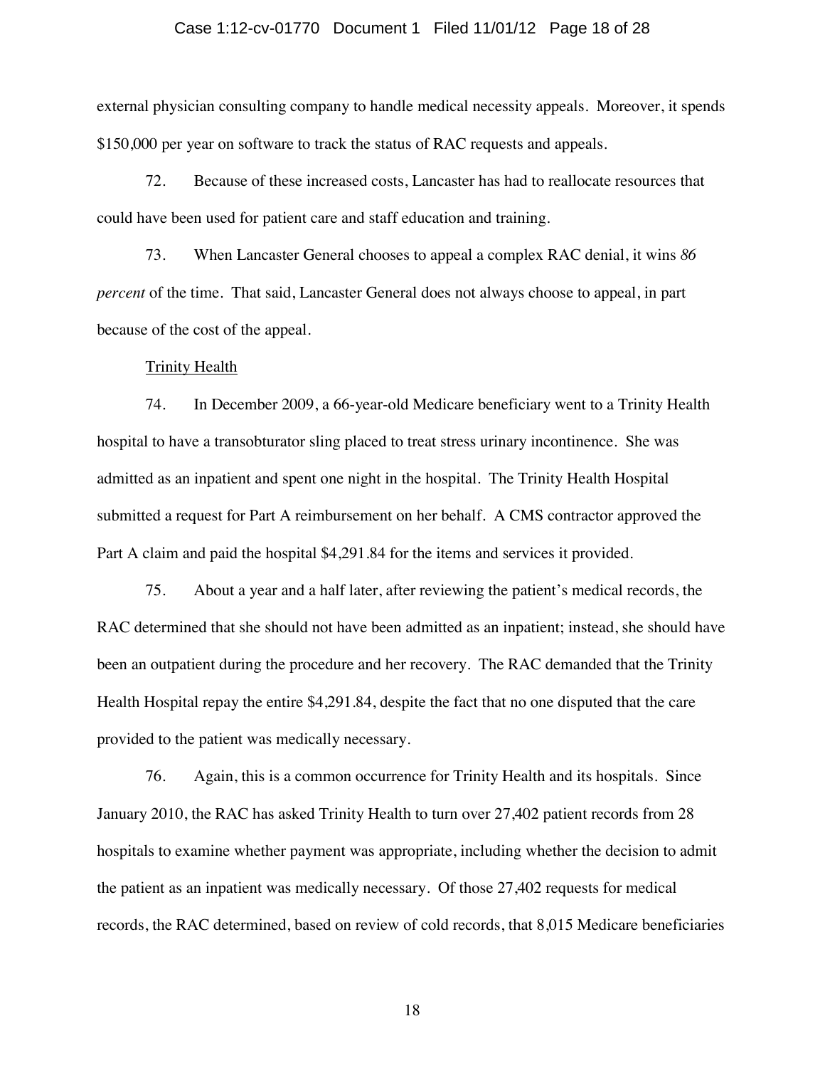external physician consulting company to handle medical necessity appeals. Moreover, it spends $150,000 per year on software to track the status of RAC requests and appeals.

72. Because of these increased costs, Lancaster has had to reallocate resources that could have been used for patient care and staff education and training.

73. When Lancaster General chooses to appeal a complex RAC denial, it wins *86 percent* of the time. That said, Lancaster General does not always choose to appeal, in part because of the cost of the appeal.

Trinity Health

74. In December 2009, a 66-year-old Medicare beneficiary went to a Trinity Health hospital to have a transobturator sling placed to treat stress urinary incontinence. She was admitted as an inpatient and spent one night in the hospital. The Trinity Health Hospital submitted a request for Part A reimbursement on her behalf. A CMS contractor approved the Part A claim and paid the hospital $4,291.84 for the items and services it provided.

75. About a year and a half later, after reviewing the patient's medical records, the RAC determined that she should not have been admitted as an inpatient; instead, she should have been an outpatient during the procedure and her recovery. The RAC demanded that the Trinity Health Hospital repay the entire $4,291.84, despite the fact that no one disputed that the care provided to the patient was medically necessary.

76. Again, this is a common occurrence for Trinity Health and its hospitals. Since January 2010, the RAC has asked Trinity Health to turn over 27,402 patient records from 28 hospitals to examine whether payment was appropriate, including whether the decision to admit the patient as an inpatient was medically necessary. Of those 27,402 requests for medical records, the RAC determined, based on review of cold records, that 8,015 Medicare beneficiaries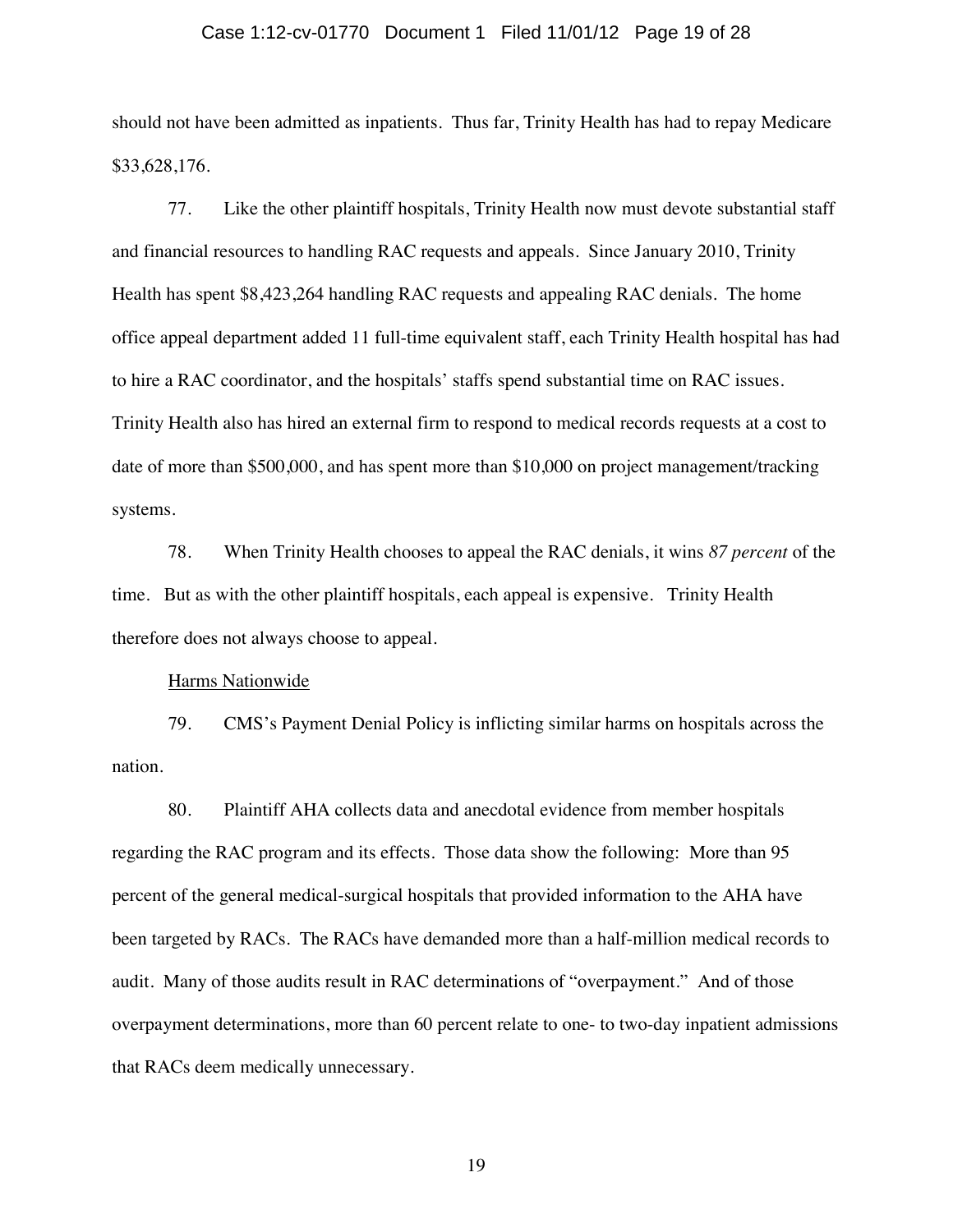should not have been admitted as inpatients. Thus far, Trinity Health has had to repay Medicare $33,628,176.

77. Like the other plaintiff hospitals, Trinity Health now must devote substantial staff and financial resources to handling RAC requests and appeals. Since January 2010, Trinity Health has spent $8,423,264 handling RAC requests and appealing RAC denials. The home office appeal department added 11 full-time equivalent staff, each Trinity Health hospital has had to hire a RAC coordinator, and the hospitals' staffs spend substantial time on RAC issues. Trinity Health also has hired an external firm to respond to medical records requests at a cost to date of more than $500,000, and has spent more than $10,000 on project management/tracking systems.

78. When Trinity Health chooses to appeal the RAC denials, it wins *87 percent* of the time. But as with the other plaintiff hospitals, each appeal is expensive. Trinity Health therefore does not always choose to appeal.

<u>Harms Nationwide</u>

79. CMS's Payment Denial Policy is inflicting similar harms on hospitals across the nation.

80. Plaintiff AHA collects data and anecdotal evidence from member hospitals regarding the RAC program and its effects. Those data show the following: More than 95 percent of the general medical-surgical hospitals that provided information to the AHA have been targeted by RACs. The RACs have demanded more than a half-million medical records to audit. Many of those audits result in RAC determinations of "overpayment." And of those overpayment determinations, more than 60 percent relate to one- to two-day inpatient admissions that RACs deem medically unnecessary.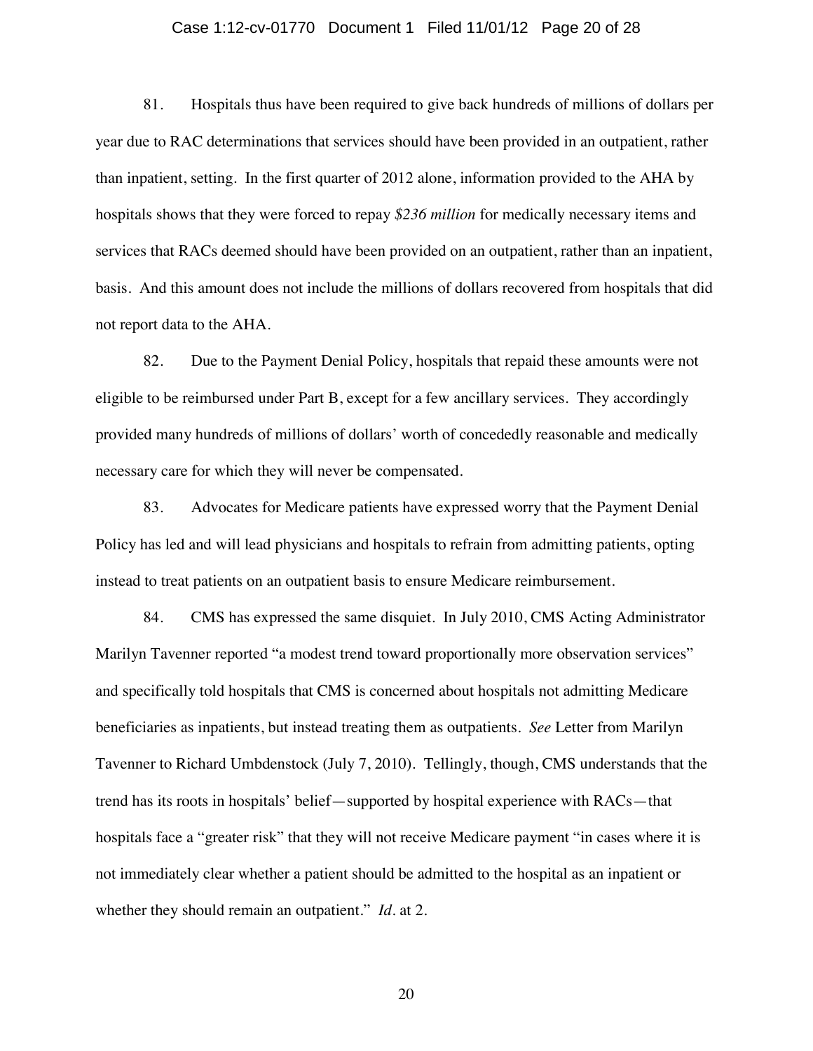81. Hospitals thus have been required to give back hundreds of millions of dollars per year due to RAC determinations that services should have been provided in an outpatient, rather than inpatient, setting. In the first quarter of 2012 alone, information provided to the AHA by hospitals shows that they were forced to repay *$236 million* for medically necessary items and services that RACs deemed should have been provided on an outpatient, rather than an inpatient, basis. And this amount does not include the millions of dollars recovered from hospitals that did not report data to the AHA.

82. Due to the Payment Denial Policy, hospitals that repaid these amounts were not eligible to be reimbursed under Part B, except for a few ancillary services. They accordingly provided many hundreds of millions of dollars' worth of concededly reasonable and medically necessary care for which they will never be compensated.

83. Advocates for Medicare patients have expressed worry that the Payment Denial Policy has led and will lead physicians and hospitals to refrain from admitting patients, opting instead to treat patients on an outpatient basis to ensure Medicare reimbursement.

84. CMS has expressed the same disquiet. In July 2010, CMS Acting Administrator Marilyn Tavenner reported "a modest trend toward proportionally more observation services" and specifically told hospitals that CMS is concerned about hospitals not admitting Medicare beneficiaries as inpatients, but instead treating them as outpatients. *See* Letter from Marilyn Tavenner to Richard Umbdenstock (July 7, 2010). Tellingly, though, CMS understands that the trend has its roots in hospitals' belief—supported by hospital experience with RACs—that hospitals face a "greater risk" that they will not receive Medicare payment "in cases where it is not immediately clear whether a patient should be admitted to the hospital as an inpatient or whether they should remain an outpatient." *Id.* at 2.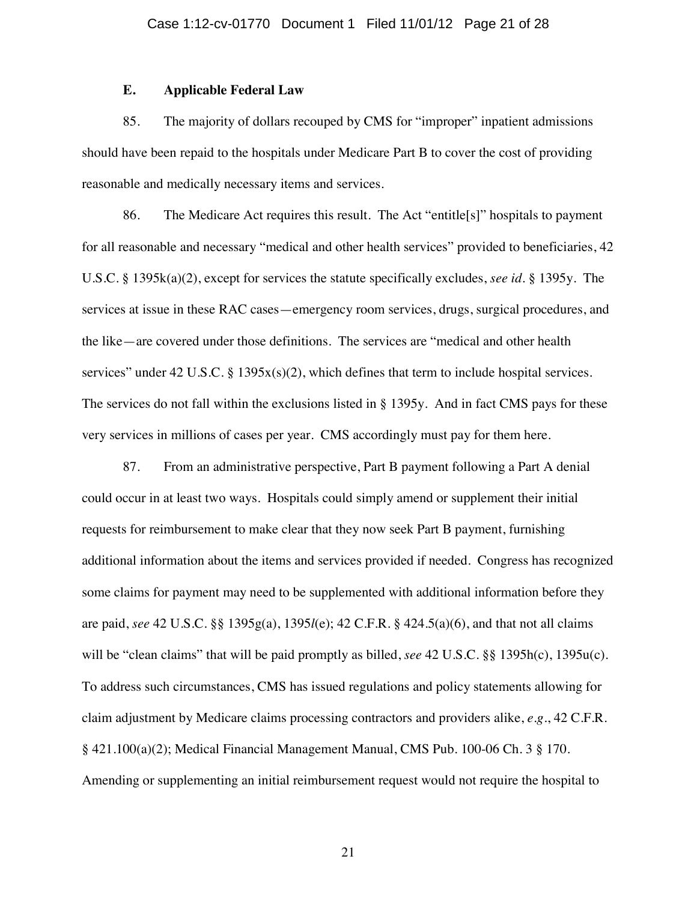### E. Applicable Federal Law

85. The majority of dollars recouped by CMS for "improper" inpatient admissions should have been repaid to the hospitals under Medicare Part B to cover the cost of providing reasonable and medically necessary items and services.

86. The Medicare Act requires this result. The Act "entitle[s]" hospitals to payment for all reasonable and necessary "medical and other health services" provided to beneficiaries, 42 U.S.C. § 1395k(a)(2), except for services the statute specifically excludes, *see id.* § 1395y. The services at issue in these RAC cases—emergency room services, drugs, surgical procedures, and the like—are covered under those definitions. The services are "medical and other health services" under 42 U.S.C. § 1395x(s)(2), which defines that term to include hospital services. The services do not fall within the exclusions listed in § 1395y. And in fact CMS pays for these very services in millions of cases per year. CMS accordingly must pay for them here.

87. From an administrative perspective, Part B payment following a Part A denial could occur in at least two ways. Hospitals could simply amend or supplement their initial requests for reimbursement to make clear that they now seek Part B payment, furnishing additional information about the items and services provided if needed. Congress has recognized some claims for payment may need to be supplemented with additional information before they are paid, *see* 42 U.S.C. §§ 1395g(a), 1395*l*(e); 42 C.F.R. § 424.5(a)(6), and that not all claims will be "clean claims" that will be paid promptly as billed, *see* 42 U.S.C. §§ 1395h(c), 1395u(c). To address such circumstances, CMS has issued regulations and policy statements allowing for claim adjustment by Medicare claims processing contractors and providers alike, *e.g.*, 42 C.F.R. § 421.100(a)(2); Medical Financial Management Manual, CMS Pub. 100-06 Ch. 3 § 170. Amending or supplementing an initial reimbursement request would not require the hospital to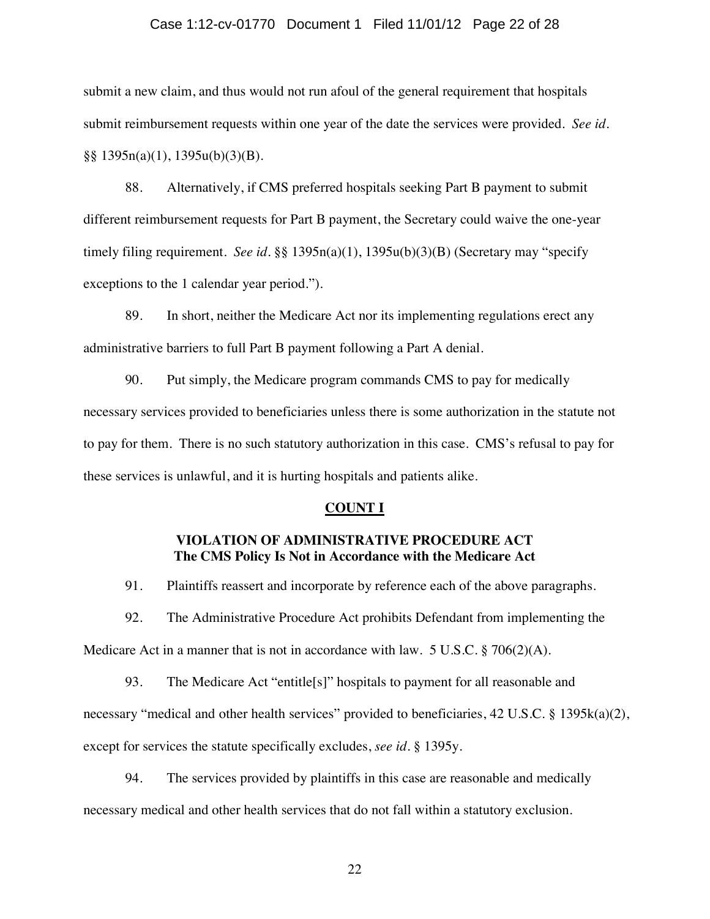submit a new claim, and thus would not run afoul of the general requirement that hospitals submit reimbursement requests within one year of the date the services were provided. *See id.* §§ 1395n(a)(1), 1395u(b)(3)(B).

88. Alternatively, if CMS preferred hospitals seeking Part B payment to submit different reimbursement requests for Part B payment, the Secretary could waive the one-year timely filing requirement. *See id.* §§ 1395n(a)(1), 1395u(b)(3)(B) (Secretary may "specify exceptions to the 1 calendar year period.").

89. In short, neither the Medicare Act nor its implementing regulations erect any administrative barriers to full Part B payment following a Part A denial.

90. Put simply, the Medicare program commands CMS to pay for medically necessary services provided to beneficiaries unless there is some authorization in the statute not to pay for them. There is no such statutory authorization in this case. CMS's refusal to pay for these services is unlawful, and it is hurting hospitals and patients alike.

## COUNT I

### VIOLATION OF ADMINISTRATIVE PROCEDURE ACT
### The CMS Policy Is Not in Accordance with the Medicare Act

91. Plaintiffs reassert and incorporate by reference each of the above paragraphs.

92. The Administrative Procedure Act prohibits Defendant from implementing the Medicare Act in a manner that is not in accordance with law. 5 U.S.C. § 706(2)(A).

93. The Medicare Act "entitle[s]" hospitals to payment for all reasonable and necessary "medical and other health services" provided to beneficiaries, 42 U.S.C. § 1395k(a)(2), except for services the statute specifically excludes, *see id.* § 1395y.

94. The services provided by plaintiffs in this case are reasonable and medically necessary medical and other health services that do not fall within a statutory exclusion.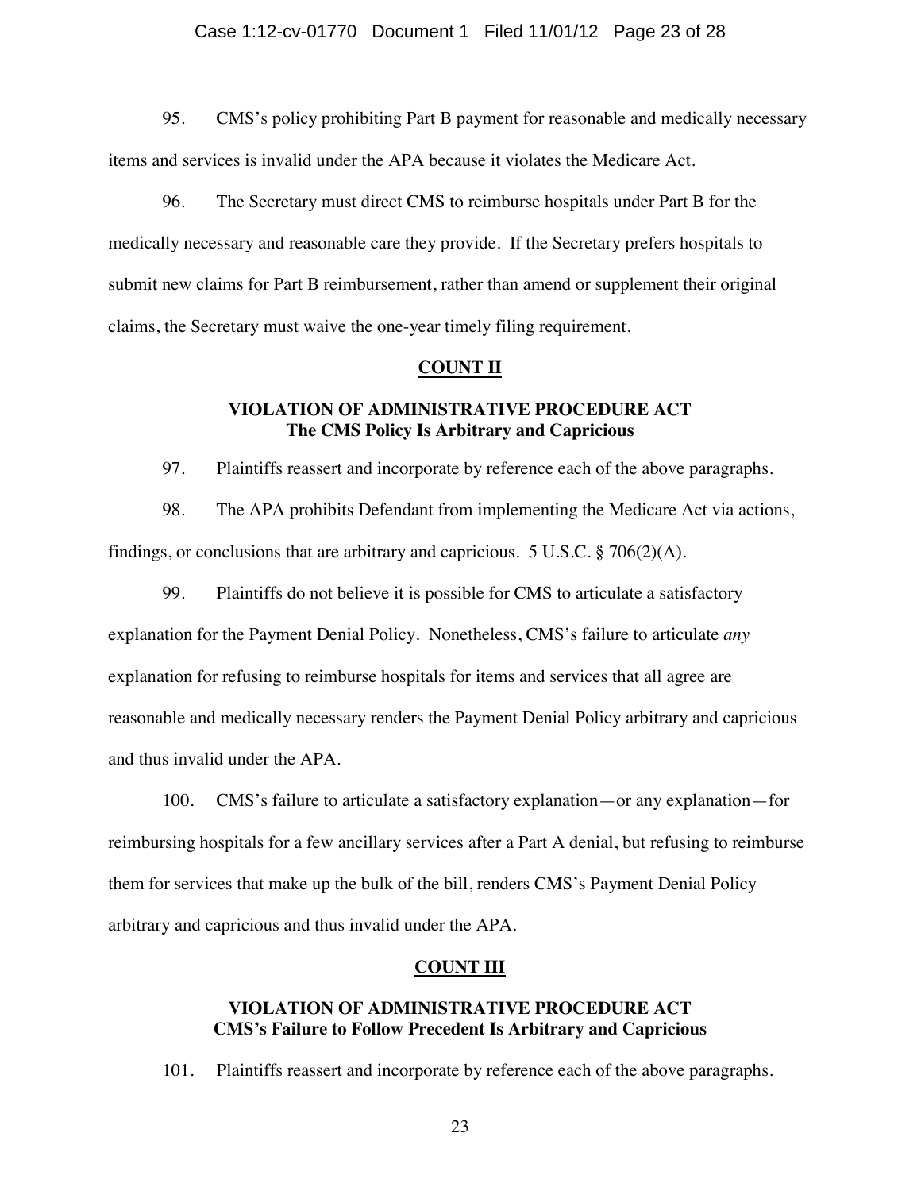95. CMS's policy prohibiting Part B payment for reasonable and medically necessary items and services is invalid under the APA because it violates the Medicare Act.

96. The Secretary must direct CMS to reimburse hospitals under Part B for the medically necessary and reasonable care they provide. If the Secretary prefers hospitals to submit new claims for Part B reimbursement, rather than amend or supplement their original claims, the Secretary must waive the one-year timely filing requirement.

## COUNT II

### VIOLATION OF ADMINISTRATIVE PROCEDURE ACT
### The CMS Policy Is Arbitrary and Capricious

97. Plaintiffs reassert and incorporate by reference each of the above paragraphs.

98. The APA prohibits Defendant from implementing the Medicare Act via actions, findings, or conclusions that are arbitrary and capricious. 5 U.S.C. § 706(2)(A).

99. Plaintiffs do not believe it is possible for CMS to articulate a satisfactory explanation for the Payment Denial Policy. Nonetheless, CMS's failure to articulate *any* explanation for refusing to reimburse hospitals for items and services that all agree are reasonable and medically necessary renders the Payment Denial Policy arbitrary and capricious and thus invalid under the APA.

100. CMS's failure to articulate a satisfactory explanation—or any explanation—for reimbursing hospitals for a few ancillary services after a Part A denial, but refusing to reimburse them for services that make up the bulk of the bill, renders CMS's Payment Denial Policy arbitrary and capricious and thus invalid under the APA.

## COUNT III

### VIOLATION OF ADMINISTRATIVE PROCEDURE ACT
### CMS's Failure to Follow Precedent Is Arbitrary and Capricious

101. Plaintiffs reassert and incorporate by reference each of the above paragraphs.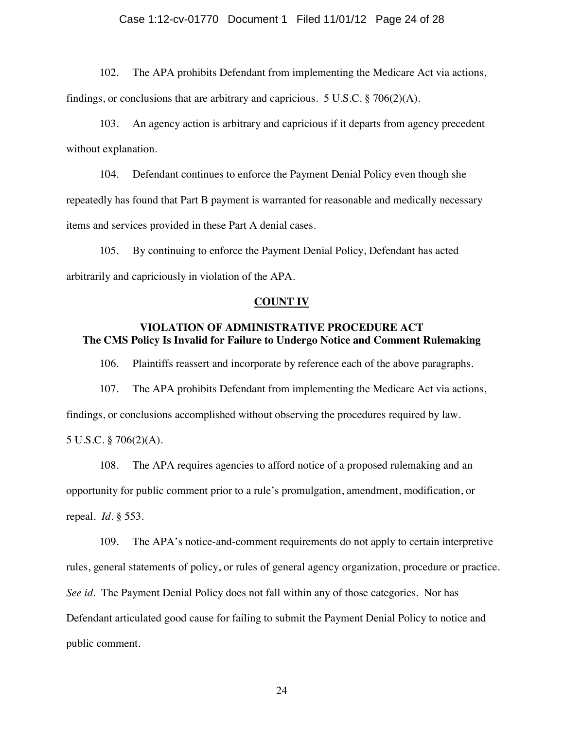102. The APA prohibits Defendant from implementing the Medicare Act via actions, findings, or conclusions that are arbitrary and capricious. 5 U.S.C. § 706(2)(A).

103. An agency action is arbitrary and capricious if it departs from agency precedent without explanation.

104. Defendant continues to enforce the Payment Denial Policy even though she repeatedly has found that Part B payment is warranted for reasonable and medically necessary items and services provided in these Part A denial cases.

105. By continuing to enforce the Payment Denial Policy, Defendant has acted arbitrarily and capriciously in violation of the APA.

## COUNT IV

### VIOLATION OF ADMINISTRATIVE PROCEDURE ACT
### The CMS Policy Is Invalid for Failure to Undergo Notice and Comment Rulemaking

106. Plaintiffs reassert and incorporate by reference each of the above paragraphs.

107. The APA prohibits Defendant from implementing the Medicare Act via actions, findings, or conclusions accomplished without observing the procedures required by law. 5 U.S.C. § 706(2)(A).

108. The APA requires agencies to afford notice of a proposed rulemaking and an opportunity for public comment prior to a rule's promulgation, amendment, modification, or repeal. *Id*. § 553.

109. The APA's notice-and-comment requirements do not apply to certain interpretive rules, general statements of policy, or rules of general agency organization, procedure or practice. *See id*. The Payment Denial Policy does not fall within any of those categories. Nor has Defendant articulated good cause for failing to submit the Payment Denial Policy to notice and public comment.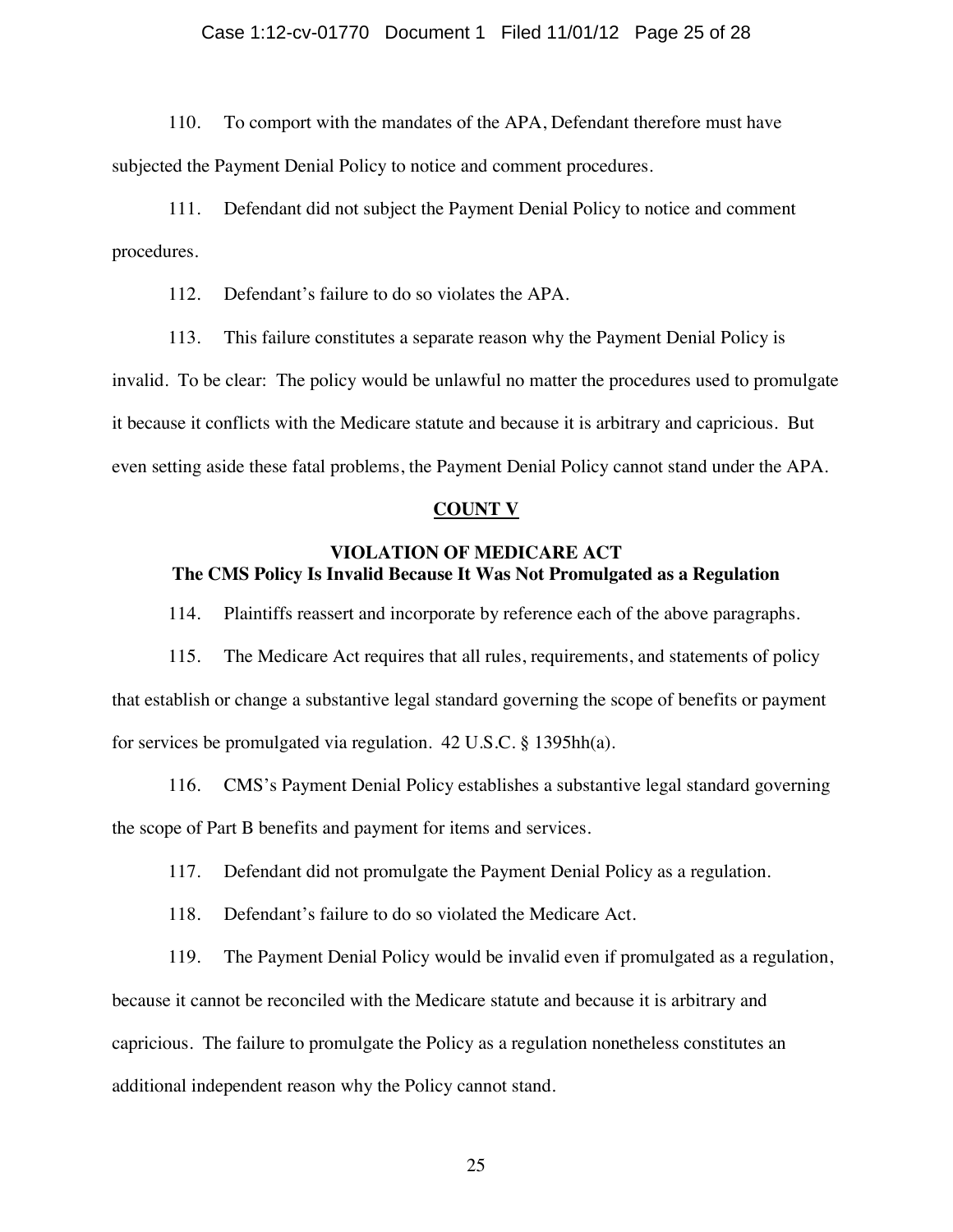110. To comport with the mandates of the APA, Defendant therefore must have subjected the Payment Denial Policy to notice and comment procedures.

111. Defendant did not subject the Payment Denial Policy to notice and comment procedures.

112. Defendant's failure to do so violates the APA.

113. This failure constitutes a separate reason why the Payment Denial Policy is invalid. To be clear: The policy would be unlawful no matter the procedures used to promulgate it because it conflicts with the Medicare statute and because it is arbitrary and capricious. But even setting aside these fatal problems, the Payment Denial Policy cannot stand under the APA.

## <u>COUNT V</u>

### VIOLATION OF MEDICARE ACT
### The CMS Policy Is Invalid Because It Was Not Promulgated as a Regulation

114. Plaintiffs reassert and incorporate by reference each of the above paragraphs.

115. The Medicare Act requires that all rules, requirements, and statements of policy that establish or change a substantive legal standard governing the scope of benefits or payment for services be promulgated via regulation. 42 U.S.C. § 1395hh(a).

116. CMS's Payment Denial Policy establishes a substantive legal standard governing the scope of Part B benefits and payment for items and services.

117. Defendant did not promulgate the Payment Denial Policy as a regulation.

118. Defendant's failure to do so violated the Medicare Act.

119. The Payment Denial Policy would be invalid even if promulgated as a regulation, because it cannot be reconciled with the Medicare statute and because it is arbitrary and capricious. The failure to promulgate the Policy as a regulation nonetheless constitutes an additional independent reason why the Policy cannot stand.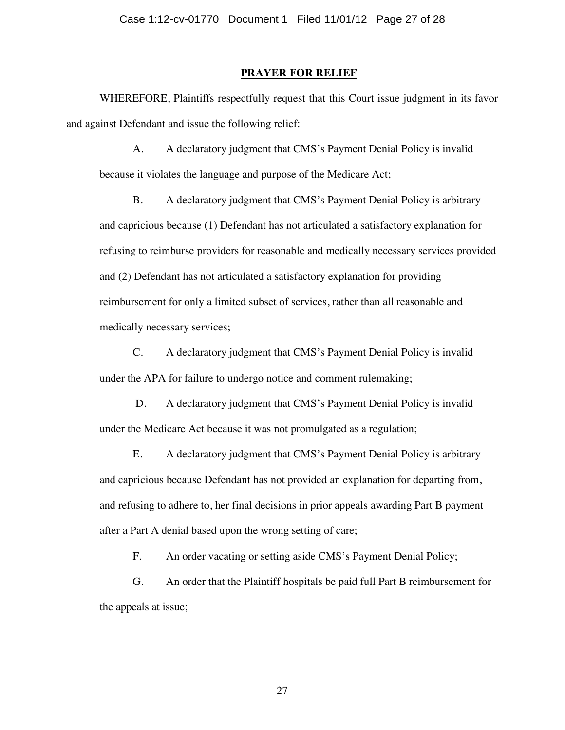## PRAYER FOR RELIEF

WHEREFORE, Plaintiffs respectfully request that this Court issue judgment in its favor and against Defendant and issue the following relief:

A. A declaratory judgment that CMS's Payment Denial Policy is invalid because it violates the language and purpose of the Medicare Act;

B. A declaratory judgment that CMS's Payment Denial Policy is arbitrary and capricious because (1) Defendant has not articulated a satisfactory explanation for refusing to reimburse providers for reasonable and medically necessary services provided and (2) Defendant has not articulated a satisfactory explanation for providing reimbursement for only a limited subset of services, rather than all reasonable and medically necessary services;

C. A declaratory judgment that CMS's Payment Denial Policy is invalid under the APA for failure to undergo notice and comment rulemaking;

D. A declaratory judgment that CMS's Payment Denial Policy is invalid under the Medicare Act because it was not promulgated as a regulation;

E. A declaratory judgment that CMS's Payment Denial Policy is arbitrary and capricious because Defendant has not provided an explanation for departing from, and refusing to adhere to, her final decisions in prior appeals awarding Part B payment after a Part A denial based upon the wrong setting of care;

F. An order vacating or setting aside CMS's Payment Denial Policy;

G. An order that the Plaintiff hospitals be paid full Part B reimbursement for the appeals at issue;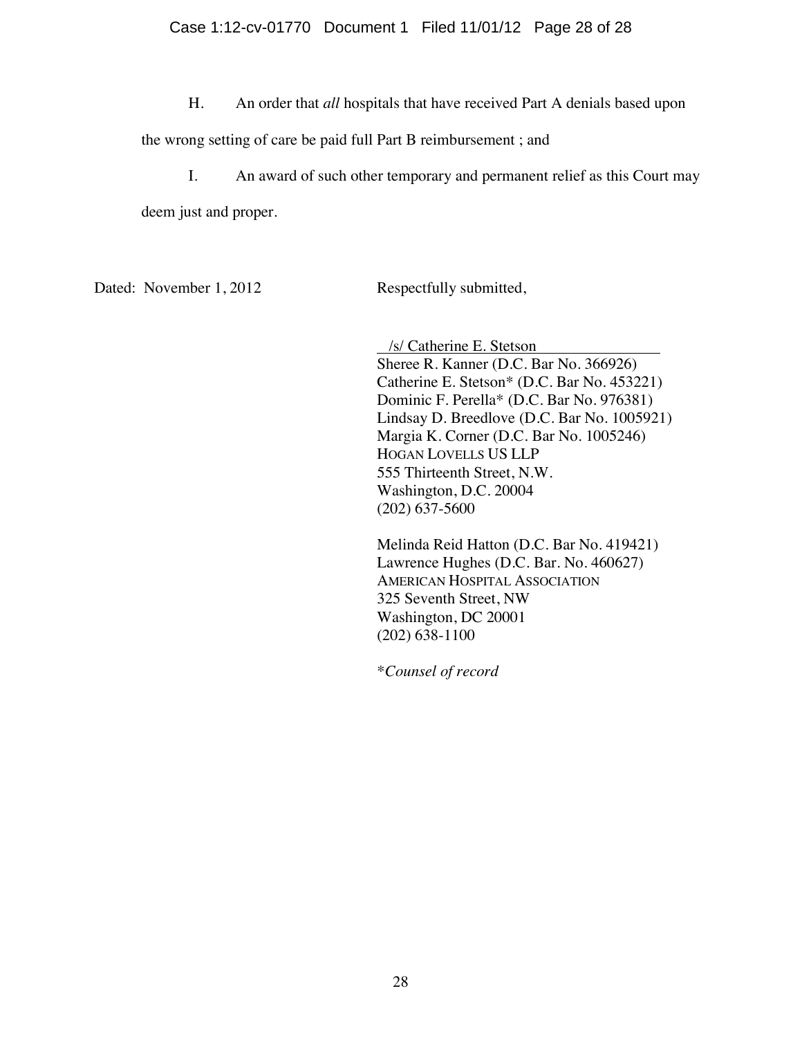H. An order that *all* hospitals that have received Part A denials based upon the wrong setting of care be paid full Part B reimbursement ; and

I. An award of such other temporary and permanent relief as this Court may deem just and proper.

Dated: November 1, 2012

Respectfully submitted,

/s/ Catherine E. Stetson

Sheree R. Kanner (D.C. Bar No. 366926)
Catherine E. Stetson* (D.C. Bar No. 453221)
Dominic F. Perella* (D.C. Bar No. 976381)
Lindsay D. Breedlove (D.C. Bar No. 1005921)
Margia K. Corner (D.C. Bar No. 1005246)
HOGAN LOVELLS US LLP
555 Thirteenth Street, N.W.
Washington, D.C. 20004
(202) 637-5600

Melinda Reid Hatton (D.C. Bar No. 419421)
Lawrence Hughes (D.C. Bar. No. 460627)
AMERICAN HOSPITAL ASSOCIATION
325 Seventh Street, NW
Washington, DC 20001
(202) 638-1100

**Counsel of record*